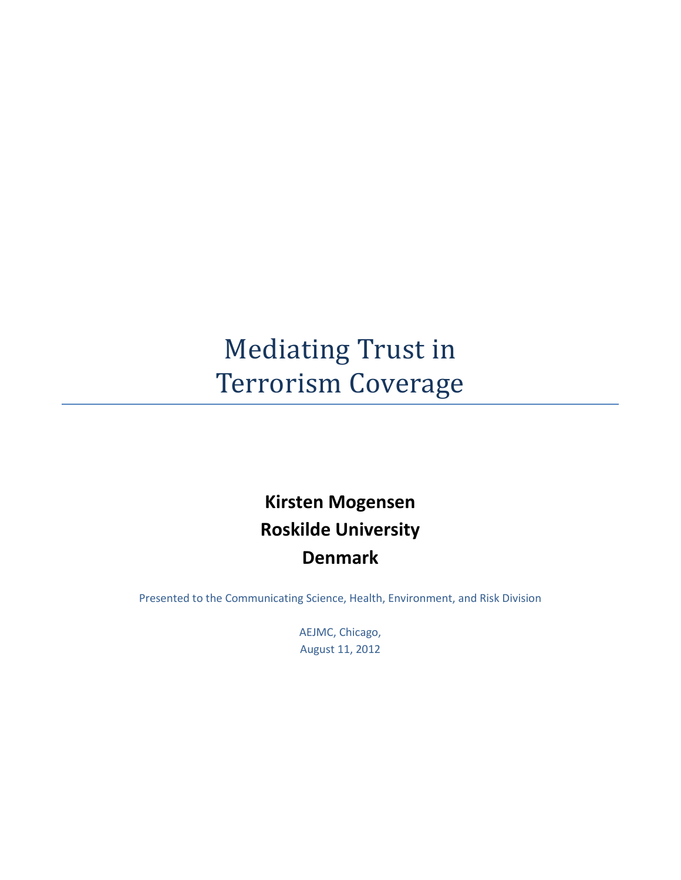# Mediating Trust in Terrorism Coverage

**Kirsten Mogensen**
**Roskilde University**
**Denmark**

Presented to the Communicating Science, Health, Environment, and Risk Division

AEJMC, Chicago,
August 11, 2012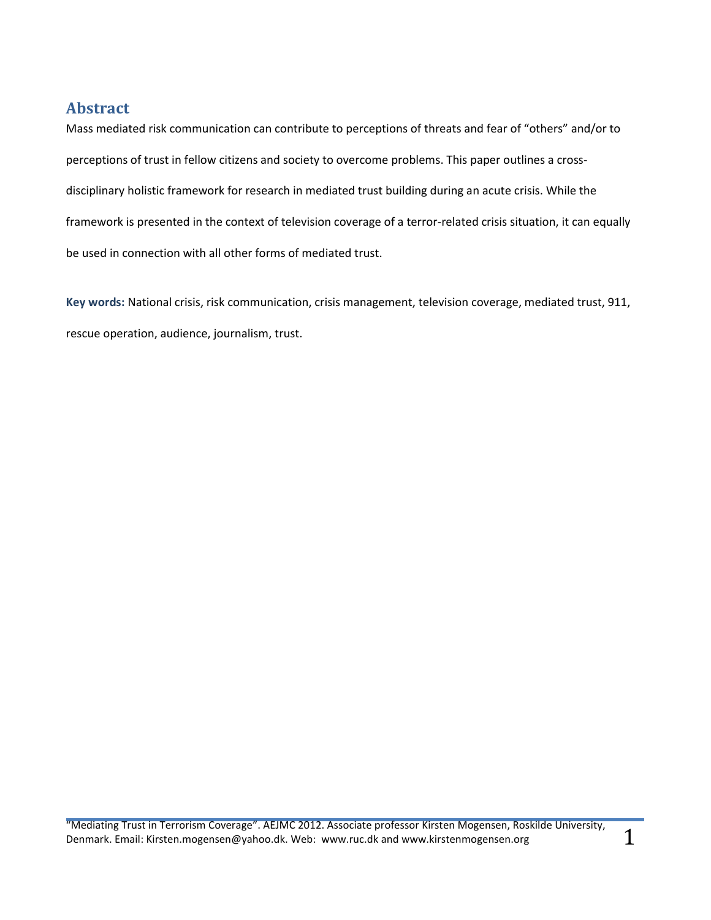## Abstract

Mass mediated risk communication can contribute to perceptions of threats and fear of “others” and/or to perceptions of trust in fellow citizens and society to overcome problems. This paper outlines a cross-disciplinary holistic framework for research in mediated trust building during an acute crisis. While the framework is presented in the context of television coverage of a terror-related crisis situation, it can equally be used in connection with all other forms of mediated trust.

**Key words:** National crisis, risk communication, crisis management, television coverage, mediated trust, 911, rescue operation, audience, journalism, trust.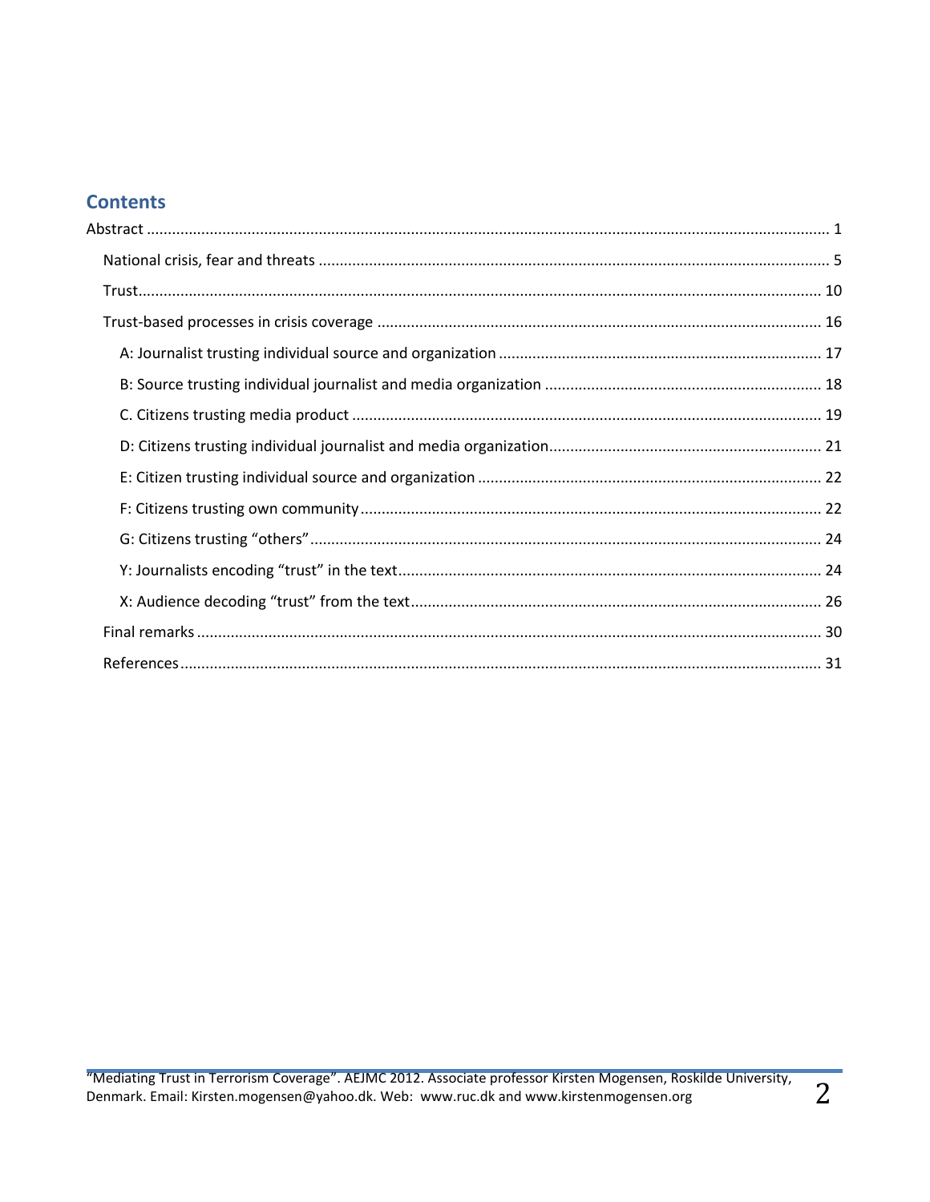## Contents

Abstract ..... 1

- National crisis, fear and threats ..... 5
- Trust..... 10
- Trust-based processes in crisis coverage ..... 16
  - A: Journalist trusting individual source and organization ..... 17
  - B: Source trusting individual journalist and media organization ..... 18
  - C. Citizens trusting media product ..... 19
  - D: Citizens trusting individual journalist and media organization..... 21
  - E: Citizen trusting individual source and organization ..... 22
  - F: Citizens trusting own community..... 22
  - G: Citizens trusting "others"..... 24
  - Y: Journalists encoding "trust" in the text..... 24
  - X: Audience decoding "trust" from the text..... 26
- Final remarks ..... 30
- References..... 31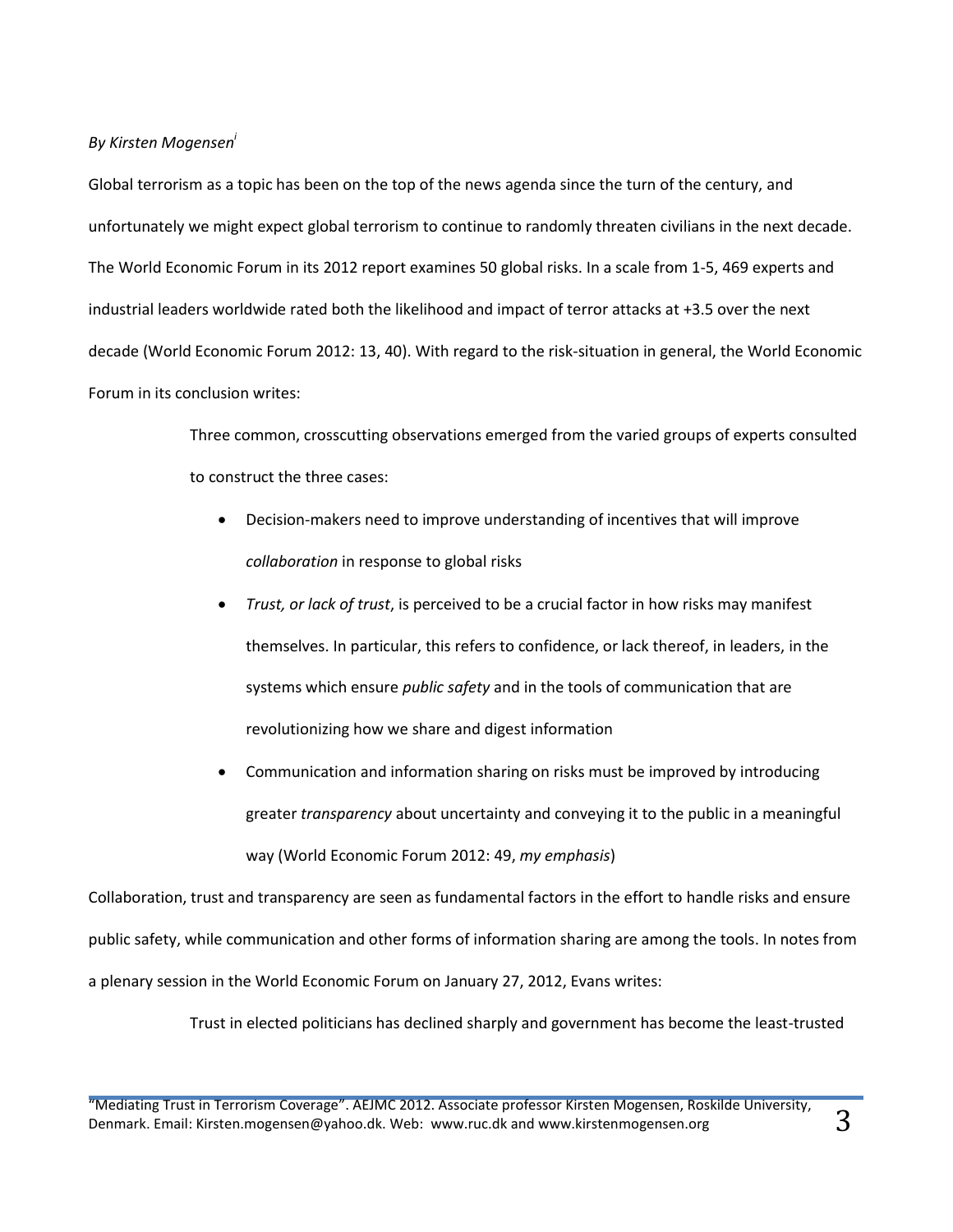*By Kirsten Mogensen*[i]

Global terrorism as a topic has been on the top of the news agenda since the turn of the century, and unfortunately we might expect global terrorism to continue to randomly threaten civilians in the next decade. The World Economic Forum in its 2012 report examines 50 global risks. In a scale from 1-5, 469 experts and industrial leaders worldwide rated both the likelihood and impact of terror attacks at +3.5 over the next decade (World Economic Forum 2012: 13, 40). With regard to the risk-situation in general, the World Economic Forum in its conclusion writes:

> Three common, crosscutting observations emerged from the varied groups of experts consulted to construct the three cases:
>
> - Decision-makers need to improve understanding of incentives that will improve *collaboration* in response to global risks
> - *Trust, or lack of trust*, is perceived to be a crucial factor in how risks may manifest themselves. In particular, this refers to confidence, or lack thereof, in leaders, in the systems which ensure *public safety* and in the tools of communication that are revolutionizing how we share and digest information
> - Communication and information sharing on risks must be improved by introducing greater *transparency* about uncertainty and conveying it to the public in a meaningful way (World Economic Forum 2012: 49, *my emphasis*)

Collaboration, trust and transparency are seen as fundamental factors in the effort to handle risks and ensure public safety, while communication and other forms of information sharing are among the tools. In notes from a plenary session in the World Economic Forum on January 27, 2012, Evans writes:

> Trust in elected politicians has declined sharply and government has become the least-trusted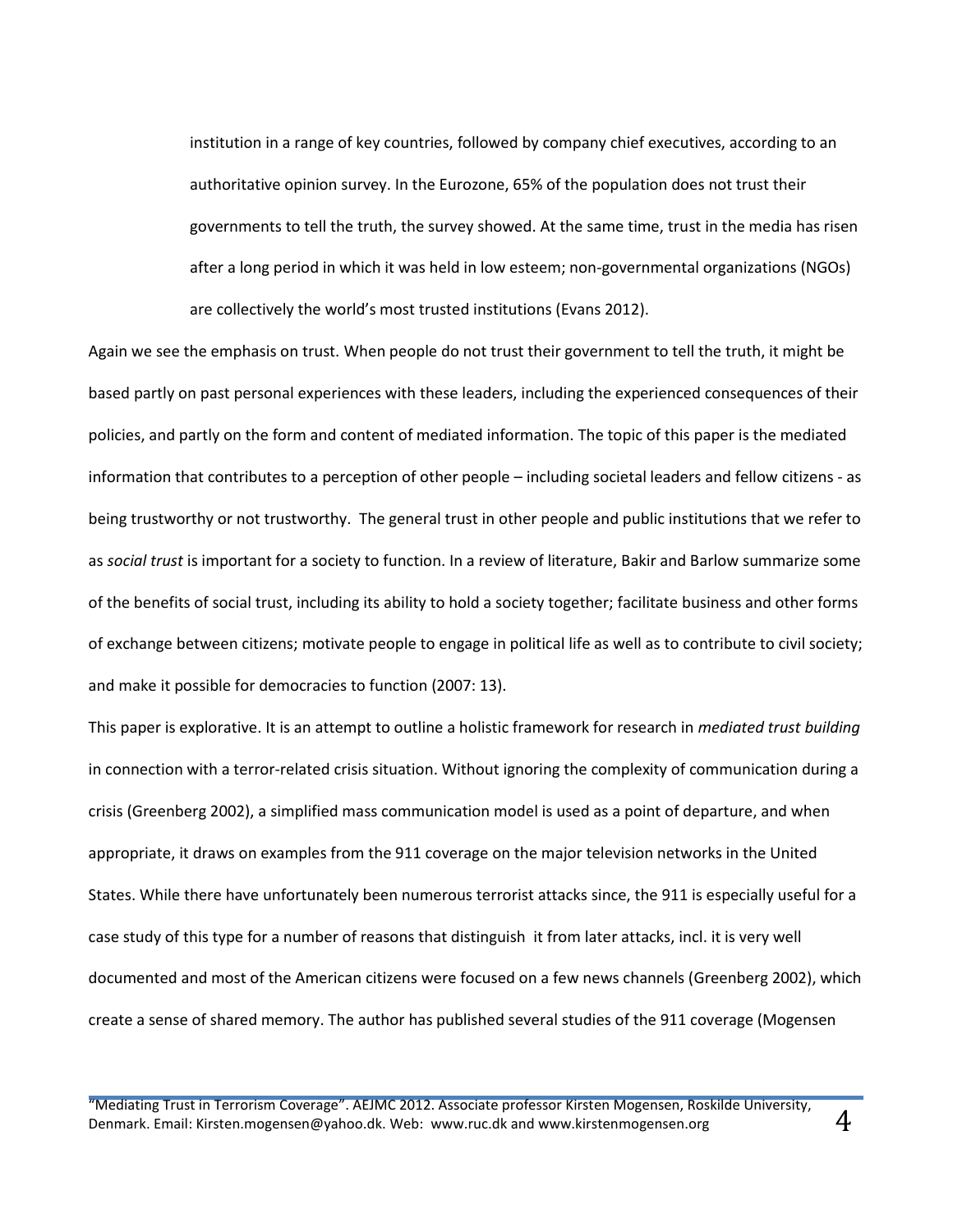> institution in a range of key countries, followed by company chief executives, according to an authoritative opinion survey. In the Eurozone, 65% of the population does not trust their governments to tell the truth, the survey showed. At the same time, trust in the media has risen after a long period in which it was held in low esteem; non-governmental organizations (NGOs) are collectively the world's most trusted institutions (Evans 2012).

Again we see the emphasis on trust. When people do not trust their government to tell the truth, it might be based partly on past personal experiences with these leaders, including the experienced consequences of their policies, and partly on the form and content of mediated information. The topic of this paper is the mediated information that contributes to a perception of other people – including societal leaders and fellow citizens - as being trustworthy or not trustworthy. The general trust in other people and public institutions that we refer to as *social trust* is important for a society to function. In a review of literature, Bakir and Barlow summarize some of the benefits of social trust, including its ability to hold a society together; facilitate business and other forms of exchange between citizens; motivate people to engage in political life as well as to contribute to civil society; and make it possible for democracies to function (2007: 13).

This paper is explorative. It is an attempt to outline a holistic framework for research in *mediated trust building* in connection with a terror-related crisis situation. Without ignoring the complexity of communication during a crisis (Greenberg 2002), a simplified mass communication model is used as a point of departure, and when appropriate, it draws on examples from the 911 coverage on the major television networks in the United States. While there have unfortunately been numerous terrorist attacks since, the 911 is especially useful for a case study of this type for a number of reasons that distinguish it from later attacks, incl. it is very well documented and most of the American citizens were focused on a few news channels (Greenberg 2002), which create a sense of shared memory. The author has published several studies of the 911 coverage (Mogensen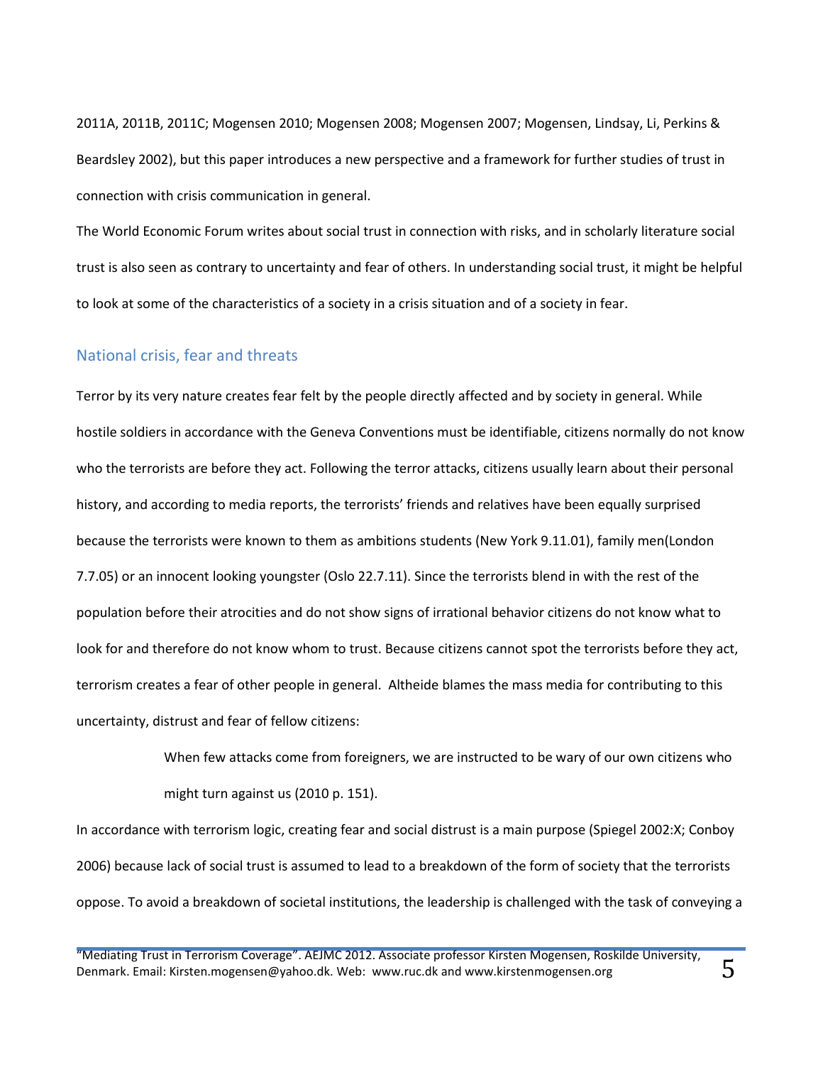2011A, 2011B, 2011C; Mogensen 2010; Mogensen 2008; Mogensen 2007; Mogensen, Lindsay, Li, Perkins & Beardsley 2002), but this paper introduces a new perspective and a framework for further studies of trust in connection with crisis communication in general.

The World Economic Forum writes about social trust in connection with risks, and in scholarly literature social trust is also seen as contrary to uncertainty and fear of others. In understanding social trust, it might be helpful to look at some of the characteristics of a society in a crisis situation and of a society in fear.

## National crisis, fear and threats

Terror by its very nature creates fear felt by the people directly affected and by society in general. While hostile soldiers in accordance with the Geneva Conventions must be identifiable, citizens normally do not know who the terrorists are before they act. Following the terror attacks, citizens usually learn about their personal history, and according to media reports, the terrorists' friends and relatives have been equally surprised because the terrorists were known to them as ambitions students (New York 9.11.01), family men(London 7.7.05) or an innocent looking youngster (Oslo 22.7.11). Since the terrorists blend in with the rest of the population before their atrocities and do not show signs of irrational behavior citizens do not know what to look for and therefore do not know whom to trust. Because citizens cannot spot the terrorists before they act, terrorism creates a fear of other people in general. Altheide blames the mass media for contributing to this uncertainty, distrust and fear of fellow citizens:

> When few attacks come from foreigners, we are instructed to be wary of our own citizens who might turn against us (2010 p. 151).

In accordance with terrorism logic, creating fear and social distrust is a main purpose (Spiegel 2002:X; Conboy 2006) because lack of social trust is assumed to lead to a breakdown of the form of society that the terrorists oppose. To avoid a breakdown of societal institutions, the leadership is challenged with the task of conveying a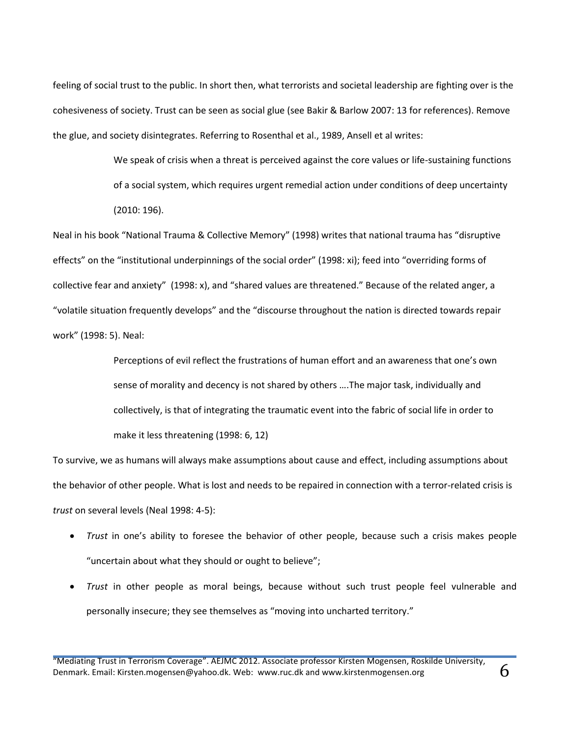feeling of social trust to the public. In short then, what terrorists and societal leadership are fighting over is the cohesiveness of society. Trust can be seen as social glue (see Bakir & Barlow 2007: 13 for references). Remove the glue, and society disintegrates. Referring to Rosenthal et al., 1989, Ansell et al writes:

> We speak of crisis when a threat is perceived against the core values or life-sustaining functions of a social system, which requires urgent remedial action under conditions of deep uncertainty (2010: 196).

Neal in his book "National Trauma & Collective Memory" (1998) writes that national trauma has "disruptive effects" on the "institutional underpinnings of the social order" (1998: xi); feed into "overriding forms of collective fear and anxiety" (1998: x), and "shared values are threatened." Because of the related anger, a "volatile situation frequently develops" and the "discourse throughout the nation is directed towards repair work" (1998: 5). Neal:

> Perceptions of evil reflect the frustrations of human effort and an awareness that one's own sense of morality and decency is not shared by others ….The major task, individually and collectively, is that of integrating the traumatic event into the fabric of social life in order to make it less threatening (1998: 6, 12)

To survive, we as humans will always make assumptions about cause and effect, including assumptions about the behavior of other people. What is lost and needs to be repaired in connection with a terror-related crisis is *trust* on several levels (Neal 1998: 4-5):

- *Trust* in one's ability to foresee the behavior of other people, because such a crisis makes people "uncertain about what they should or ought to believe";
- *Trust* in other people as moral beings, because without such trust people feel vulnerable and personally insecure; they see themselves as "moving into uncharted territory."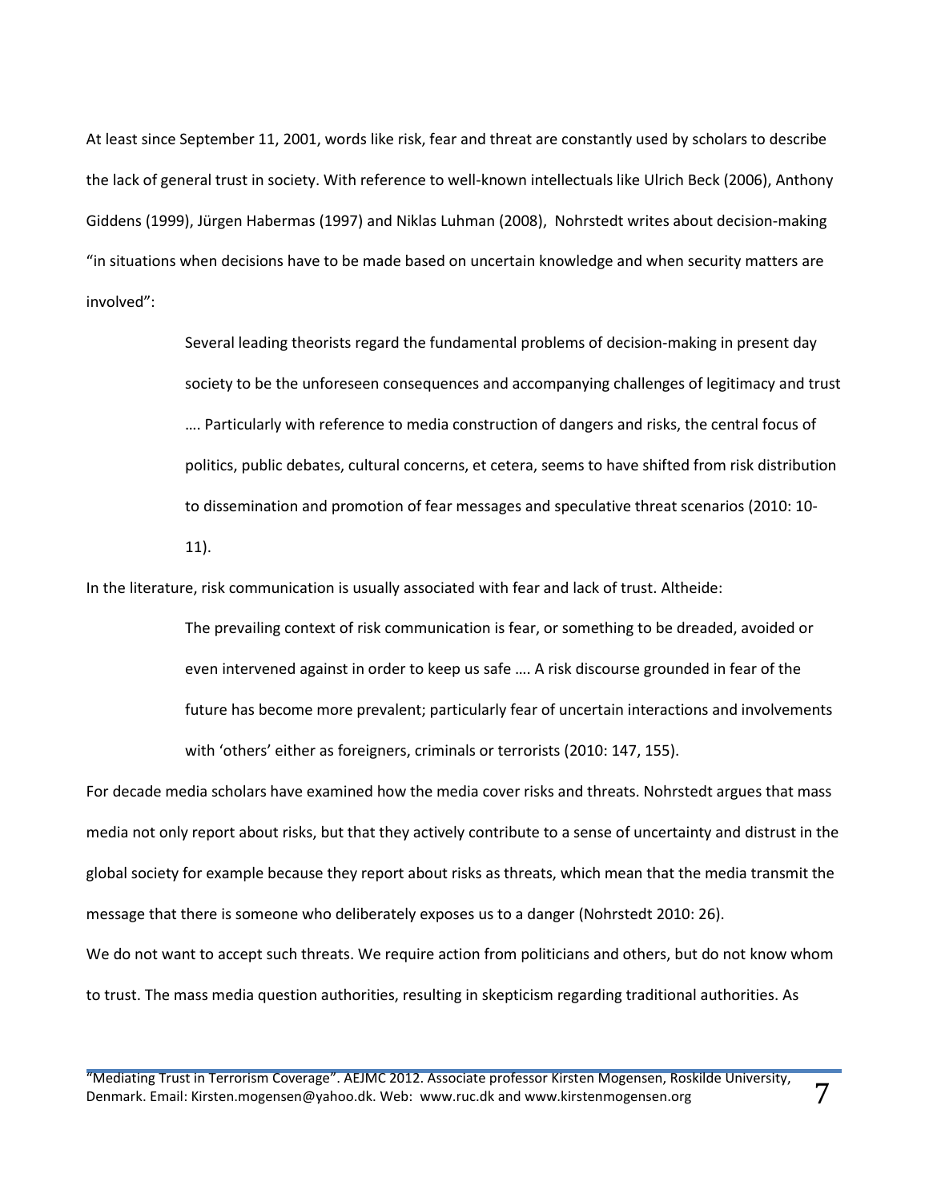At least since September 11, 2001, words like risk, fear and threat are constantly used by scholars to describe the lack of general trust in society. With reference to well-known intellectuals like Ulrich Beck (2006), Anthony Giddens (1999), Jürgen Habermas (1997) and Niklas Luhman (2008), Nohrstedt writes about decision-making "in situations when decisions have to be made based on uncertain knowledge and when security matters are involved":

> Several leading theorists regard the fundamental problems of decision-making in present day society to be the unforeseen consequences and accompanying challenges of legitimacy and trust …. Particularly with reference to media construction of dangers and risks, the central focus of politics, public debates, cultural concerns, et cetera, seems to have shifted from risk distribution to dissemination and promotion of fear messages and speculative threat scenarios (2010: 10-11).

In the literature, risk communication is usually associated with fear and lack of trust. Altheide:

> The prevailing context of risk communication is fear, or something to be dreaded, avoided or even intervened against in order to keep us safe …. A risk discourse grounded in fear of the future has become more prevalent; particularly fear of uncertain interactions and involvements with 'others' either as foreigners, criminals or terrorists (2010: 147, 155).

For decade media scholars have examined how the media cover risks and threats. Nohrstedt argues that mass media not only report about risks, but that they actively contribute to a sense of uncertainty and distrust in the global society for example because they report about risks as threats, which mean that the media transmit the message that there is someone who deliberately exposes us to a danger (Nohrstedt 2010: 26).

We do not want to accept such threats. We require action from politicians and others, but do not know whom to trust. The mass media question authorities, resulting in skepticism regarding traditional authorities. As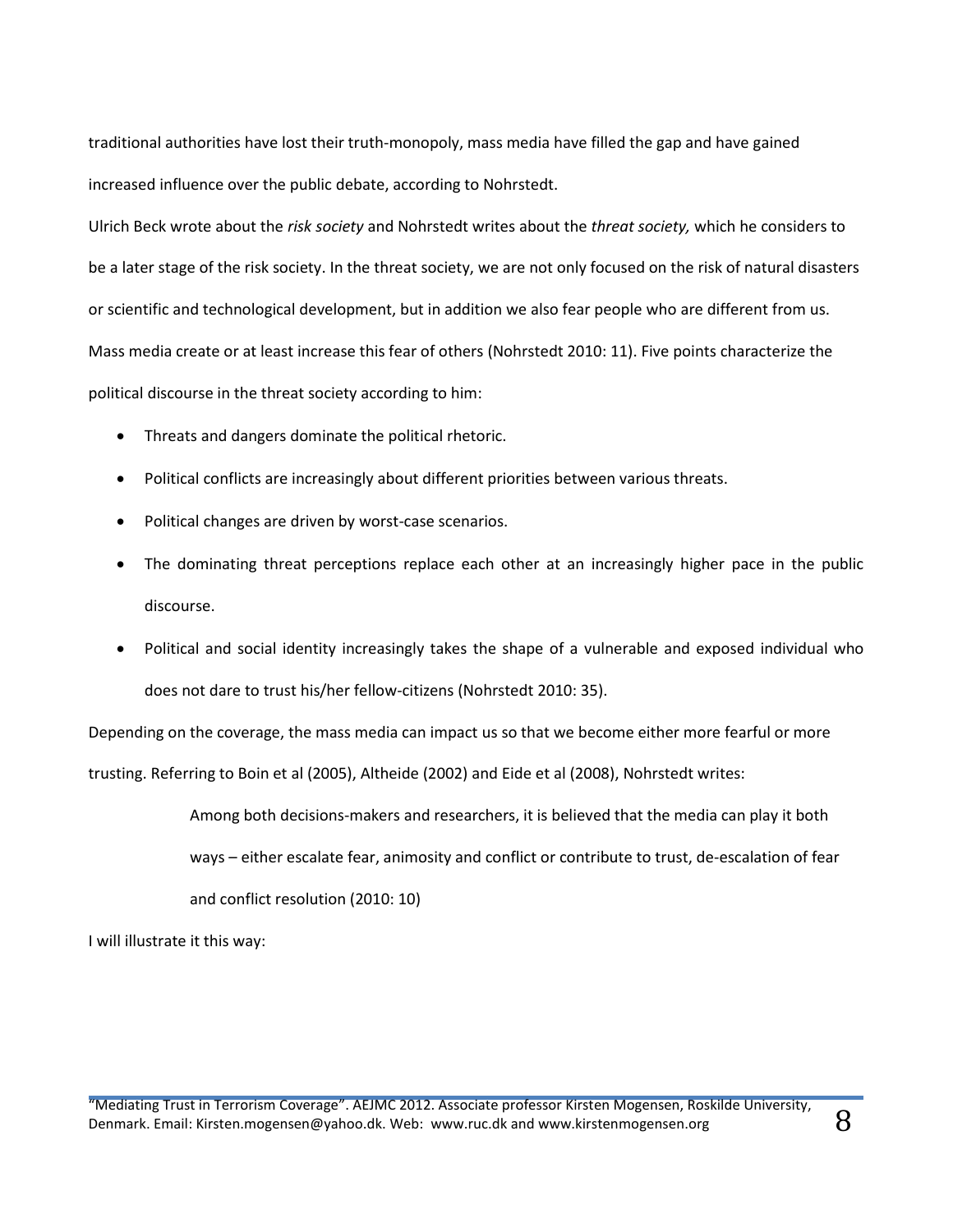traditional authorities have lost their truth-monopoly, mass media have filled the gap and have gained increased influence over the public debate, according to Nohrstedt.

Ulrich Beck wrote about the *risk society* and Nohrstedt writes about the *threat society,* which he considers to be a later stage of the risk society. In the threat society, we are not only focused on the risk of natural disasters or scientific and technological development, but in addition we also fear people who are different from us. Mass media create or at least increase this fear of others (Nohrstedt 2010: 11). Five points characterize the political discourse in the threat society according to him:

- Threats and dangers dominate the political rhetoric.
- Political conflicts are increasingly about different priorities between various threats.
- Political changes are driven by worst-case scenarios.
- The dominating threat perceptions replace each other at an increasingly higher pace in the public discourse.
- Political and social identity increasingly takes the shape of a vulnerable and exposed individual who does not dare to trust his/her fellow-citizens (Nohrstedt 2010: 35).

Depending on the coverage, the mass media can impact us so that we become either more fearful or more trusting. Referring to Boin et al (2005), Altheide (2002) and Eide et al (2008), Nohrstedt writes:

> Among both decisions-makers and researchers, it is believed that the media can play it both ways – either escalate fear, animosity and conflict or contribute to trust, de-escalation of fear and conflict resolution (2010: 10)

I will illustrate it this way: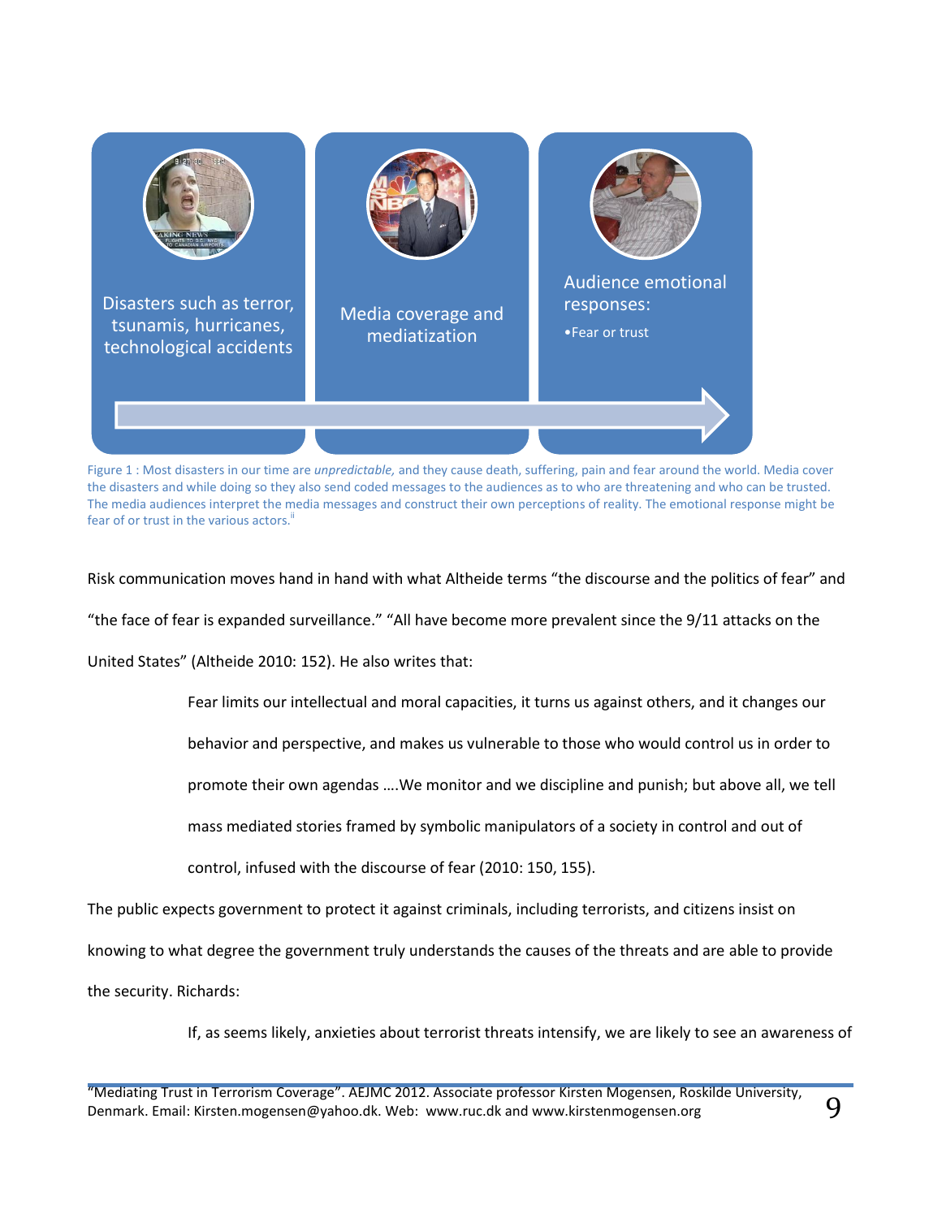Disasters such as terror, tsunamis, hurricanes, technological accidents

Media coverage and mediatization

Audience emotional responses:

- Fear or trust

Figure 1 : Most disasters in our time are *unpredictable,* and they cause death, suffering, pain and fear around the world. Media cover the disasters and while doing so they also send coded messages to the audiences as to who are threatening and who can be trusted. The media audiences interpret the media messages and construct their own perceptions of reality. The emotional response might be fear of or trust in the various actors.[ii]

Risk communication moves hand in hand with what Altheide terms "the discourse and the politics of fear" and "the face of fear is expanded surveillance." "All have become more prevalent since the 9/11 attacks on the United States" (Altheide 2010: 152). He also writes that:

> Fear limits our intellectual and moral capacities, it turns us against others, and it changes our behavior and perspective, and makes us vulnerable to those who would control us in order to promote their own agendas ….We monitor and we discipline and punish; but above all, we tell mass mediated stories framed by symbolic manipulators of a society in control and out of control, infused with the discourse of fear (2010: 150, 155).

The public expects government to protect it against criminals, including terrorists, and citizens insist on knowing to what degree the government truly understands the causes of the threats and are able to provide the security. Richards:

> If, as seems likely, anxieties about terrorist threats intensify, we are likely to see an awareness of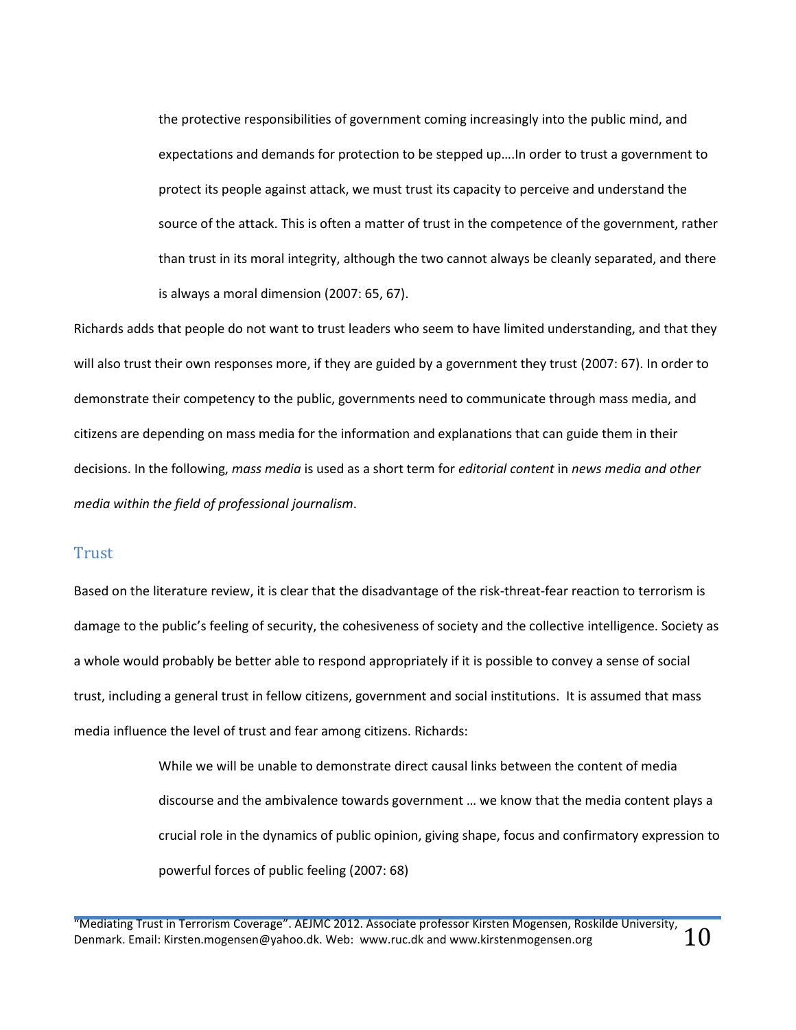> the protective responsibilities of government coming increasingly into the public mind, and expectations and demands for protection to be stepped up….In order to trust a government to protect its people against attack, we must trust its capacity to perceive and understand the source of the attack. This is often a matter of trust in the competence of the government, rather than trust in its moral integrity, although the two cannot always be cleanly separated, and there is always a moral dimension (2007: 65, 67).

Richards adds that people do not want to trust leaders who seem to have limited understanding, and that they will also trust their own responses more, if they are guided by a government they trust (2007: 67). In order to demonstrate their competency to the public, governments need to communicate through mass media, and citizens are depending on mass media for the information and explanations that can guide them in their decisions. In the following, *mass media* is used as a short term for *editorial content* in *news media and other media within the field of professional journalism*.

## Trust

Based on the literature review, it is clear that the disadvantage of the risk-threat-fear reaction to terrorism is damage to the public's feeling of security, the cohesiveness of society and the collective intelligence. Society as a whole would probably be better able to respond appropriately if it is possible to convey a sense of social trust, including a general trust in fellow citizens, government and social institutions. It is assumed that mass media influence the level of trust and fear among citizens. Richards:

> While we will be unable to demonstrate direct causal links between the content of media discourse and the ambivalence towards government … we know that the media content plays a crucial role in the dynamics of public opinion, giving shape, focus and confirmatory expression to powerful forces of public feeling (2007: 68)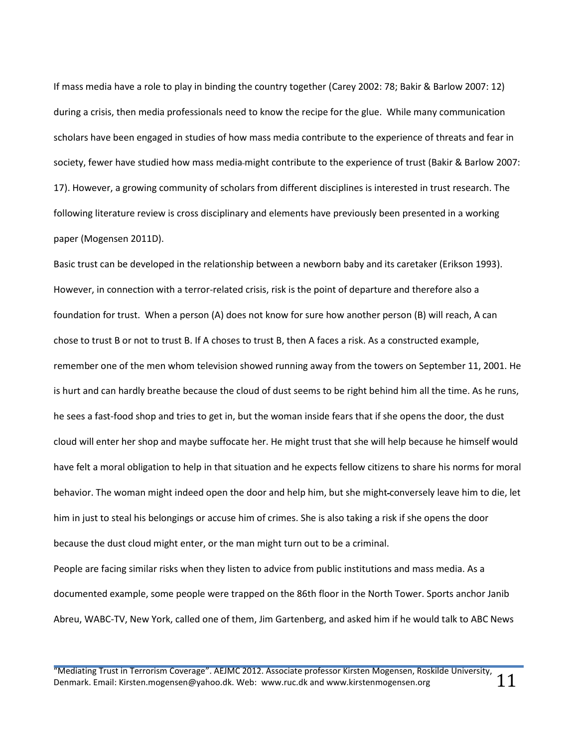If mass media have a role to play in binding the country together (Carey 2002: 78; Bakir & Barlow 2007: 12) during a crisis, then media professionals need to know the recipe for the glue. While many communication scholars have been engaged in studies of how mass media contribute to the experience of threats and fear in society, fewer have studied how mass media might contribute to the experience of trust (Bakir & Barlow 2007: 17). However, a growing community of scholars from different disciplines is interested in trust research. The following literature review is cross disciplinary and elements have previously been presented in a working paper (Mogensen 2011D).

Basic trust can be developed in the relationship between a newborn baby and its caretaker (Erikson 1993). However, in connection with a terror-related crisis, risk is the point of departure and therefore also a foundation for trust. When a person (A) does not know for sure how another person (B) will reach, A can chose to trust B or not to trust B. If A choses to trust B, then A faces a risk. As a constructed example, remember one of the men whom television showed running away from the towers on September 11, 2001. He is hurt and can hardly breathe because the cloud of dust seems to be right behind him all the time. As he runs, he sees a fast-food shop and tries to get in, but the woman inside fears that if she opens the door, the dust cloud will enter her shop and maybe suffocate her. He might trust that she will help because he himself would have felt a moral obligation to help in that situation and he expects fellow citizens to share his norms for moral behavior. The woman might indeed open the door and help him, but she might conversely leave him to die, let him in just to steal his belongings or accuse him of crimes. She is also taking a risk if she opens the door because the dust cloud might enter, or the man might turn out to be a criminal.

People are facing similar risks when they listen to advice from public institutions and mass media. As a documented example, some people were trapped on the 86th floor in the North Tower. Sports anchor Janib Abreu, WABC-TV, New York, called one of them, Jim Gartenberg, and asked him if he would talk to ABC News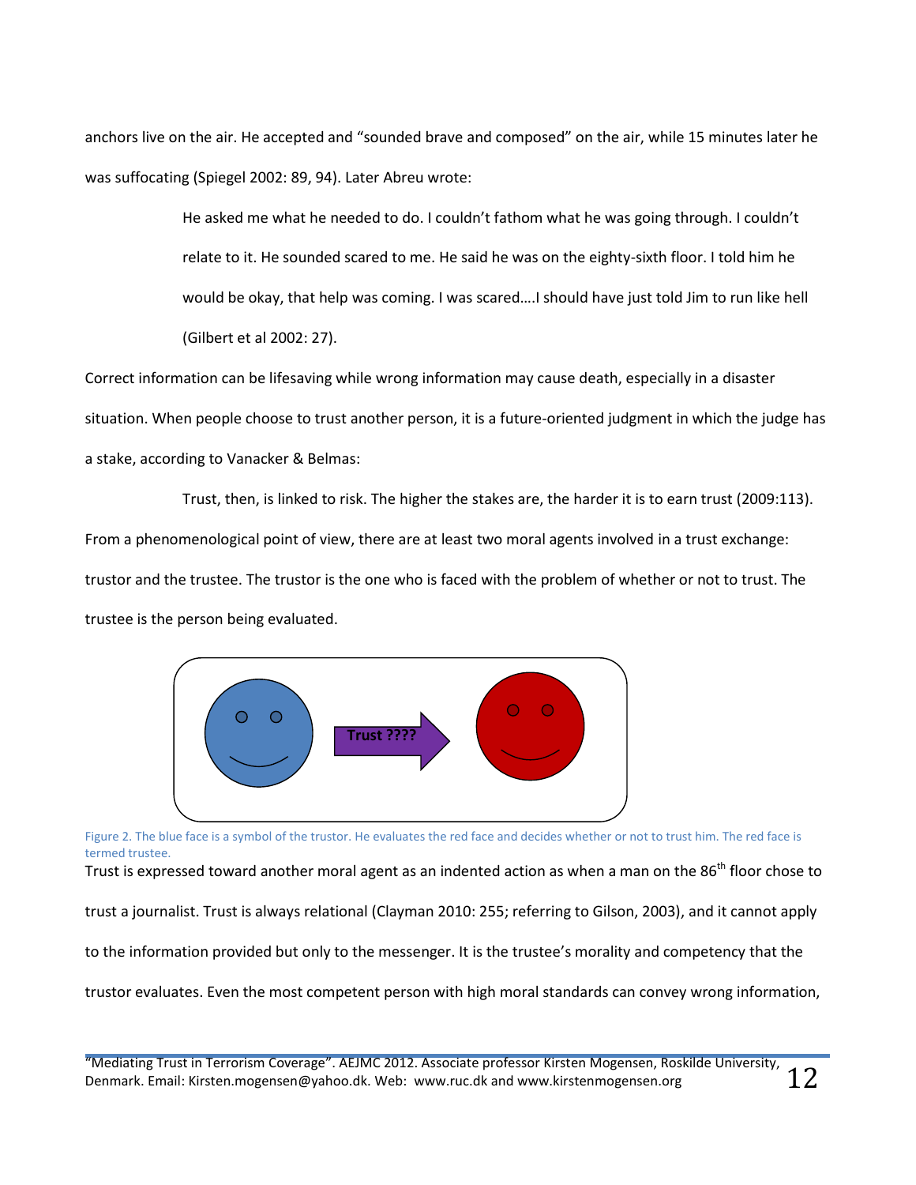anchors live on the air. He accepted and "sounded brave and composed" on the air, while 15 minutes later he was suffocating (Spiegel 2002: 89, 94). Later Abreu wrote:

> He asked me what he needed to do. I couldn't fathom what he was going through. I couldn't relate to it. He sounded scared to me. He said he was on the eighty-sixth floor. I told him he would be okay, that help was coming. I was scared….I should have just told Jim to run like hell (Gilbert et al 2002: 27).

Correct information can be lifesaving while wrong information may cause death, especially in a disaster situation. When people choose to trust another person, it is a future-oriented judgment in which the judge has a stake, according to Vanacker & Belmas:

> Trust, then, is linked to risk. The higher the stakes are, the harder it is to earn trust (2009:113).

From a phenomenological point of view, there are at least two moral agents involved in a trust exchange: trustor and the trustee. The trustor is the one who is faced with the problem of whether or not to trust. The trustee is the person being evaluated.

Trust ????

Figure 2. The blue face is a symbol of the trustor. He evaluates the red face and decides whether or not to trust him. The red face is termed trustee.

Trust is expressed toward another moral agent as an indented action as when a man on the 86th floor chose to trust a journalist. Trust is always relational (Clayman 2010: 255; referring to Gilson, 2003), and it cannot apply to the information provided but only to the messenger. It is the trustee's morality and competency that the trustor evaluates. Even the most competent person with high moral standards can convey wrong information,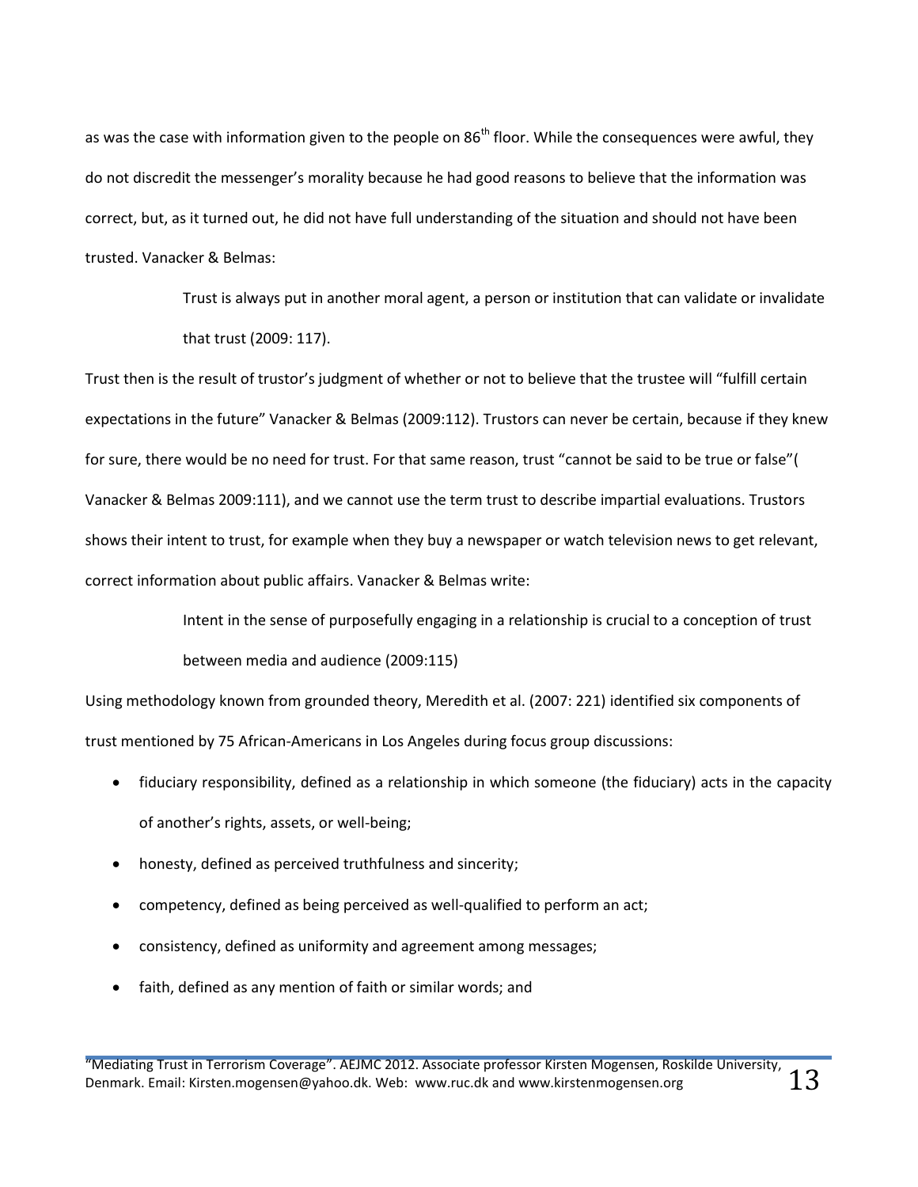as was the case with information given to the people on 86th floor. While the consequences were awful, they do not discredit the messenger's morality because he had good reasons to believe that the information was correct, but, as it turned out, he did not have full understanding of the situation and should not have been trusted. Vanacker & Belmas:

> Trust is always put in another moral agent, a person or institution that can validate or invalidate that trust (2009: 117).

Trust then is the result of trustor's judgment of whether or not to believe that the trustee will "fulfill certain expectations in the future" Vanacker & Belmas (2009:112). Trustors can never be certain, because if they knew for sure, there would be no need for trust. For that same reason, trust "cannot be said to be true or false"( Vanacker & Belmas 2009:111), and we cannot use the term trust to describe impartial evaluations. Trustors shows their intent to trust, for example when they buy a newspaper or watch television news to get relevant, correct information about public affairs. Vanacker & Belmas write:

> Intent in the sense of purposefully engaging in a relationship is crucial to a conception of trust between media and audience (2009:115)

Using methodology known from grounded theory, Meredith et al. (2007: 221) identified six components of trust mentioned by 75 African-Americans in Los Angeles during focus group discussions:

- fiduciary responsibility, defined as a relationship in which someone (the fiduciary) acts in the capacity of another's rights, assets, or well-being;
- honesty, defined as perceived truthfulness and sincerity;
- competency, defined as being perceived as well-qualified to perform an act;
- consistency, defined as uniformity and agreement among messages;
- faith, defined as any mention of faith or similar words; and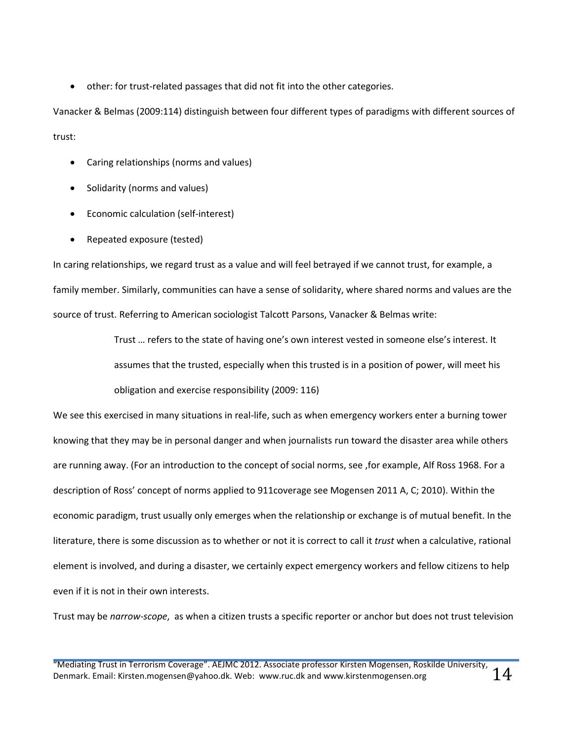- other: for trust-related passages that did not fit into the other categories.

Vanacker & Belmas (2009:114) distinguish between four different types of paradigms with different sources of trust:

- Caring relationships (norms and values)
- Solidarity (norms and values)
- Economic calculation (self-interest)
- Repeated exposure (tested)

In caring relationships, we regard trust as a value and will feel betrayed if we cannot trust, for example, a family member. Similarly, communities can have a sense of solidarity, where shared norms and values are the source of trust. Referring to American sociologist Talcott Parsons, Vanacker & Belmas write:

> Trust … refers to the state of having one's own interest vested in someone else's interest. It assumes that the trusted, especially when this trusted is in a position of power, will meet his obligation and exercise responsibility (2009: 116)

We see this exercised in many situations in real-life, such as when emergency workers enter a burning tower knowing that they may be in personal danger and when journalists run toward the disaster area while others are running away. (For an introduction to the concept of social norms, see ,for example, Alf Ross 1968. For a description of Ross' concept of norms applied to 911coverage see Mogensen 2011 A, C; 2010). Within the economic paradigm, trust usually only emerges when the relationship or exchange is of mutual benefit. In the literature, there is some discussion as to whether or not it is correct to call it *trust* when a calculative, rational element is involved, and during a disaster, we certainly expect emergency workers and fellow citizens to help even if it is not in their own interests.

Trust may be *narrow-scope*, as when a citizen trusts a specific reporter or anchor but does not trust television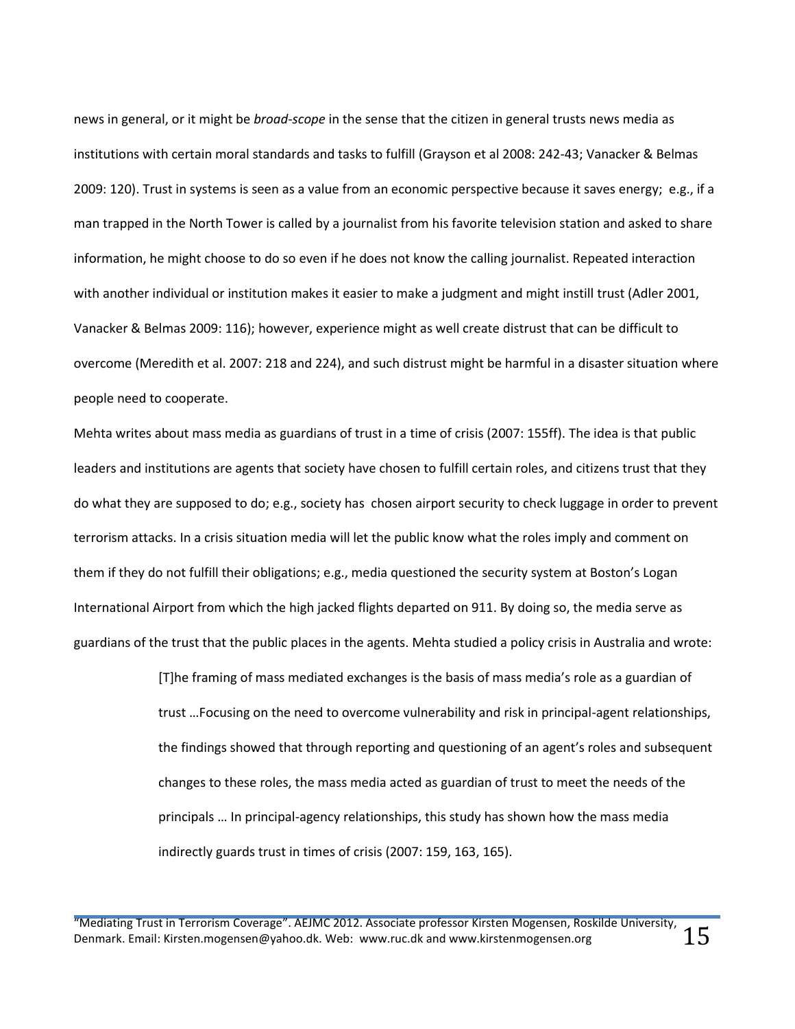news in general, or it might be *broad-scope* in the sense that the citizen in general trusts news media as institutions with certain moral standards and tasks to fulfill (Grayson et al 2008: 242-43; Vanacker & Belmas 2009: 120). Trust in systems is seen as a value from an economic perspective because it saves energy; e.g., if a man trapped in the North Tower is called by a journalist from his favorite television station and asked to share information, he might choose to do so even if he does not know the calling journalist. Repeated interaction with another individual or institution makes it easier to make a judgment and might instill trust (Adler 2001, Vanacker & Belmas 2009: 116); however, experience might as well create distrust that can be difficult to overcome (Meredith et al. 2007: 218 and 224), and such distrust might be harmful in a disaster situation where people need to cooperate.

Mehta writes about mass media as guardians of trust in a time of crisis (2007: 155ff). The idea is that public leaders and institutions are agents that society have chosen to fulfill certain roles, and citizens trust that they do what they are supposed to do; e.g., society has chosen airport security to check luggage in order to prevent terrorism attacks. In a crisis situation media will let the public know what the roles imply and comment on them if they do not fulfill their obligations; e.g., media questioned the security system at Boston's Logan International Airport from which the high jacked flights departed on 911. By doing so, the media serve as guardians of the trust that the public places in the agents. Mehta studied a policy crisis in Australia and wrote:

> [T]he framing of mass mediated exchanges is the basis of mass media's role as a guardian of trust …Focusing on the need to overcome vulnerability and risk in principal-agent relationships, the findings showed that through reporting and questioning of an agent's roles and subsequent changes to these roles, the mass media acted as guardian of trust to meet the needs of the principals … In principal-agency relationships, this study has shown how the mass media indirectly guards trust in times of crisis (2007: 159, 163, 165).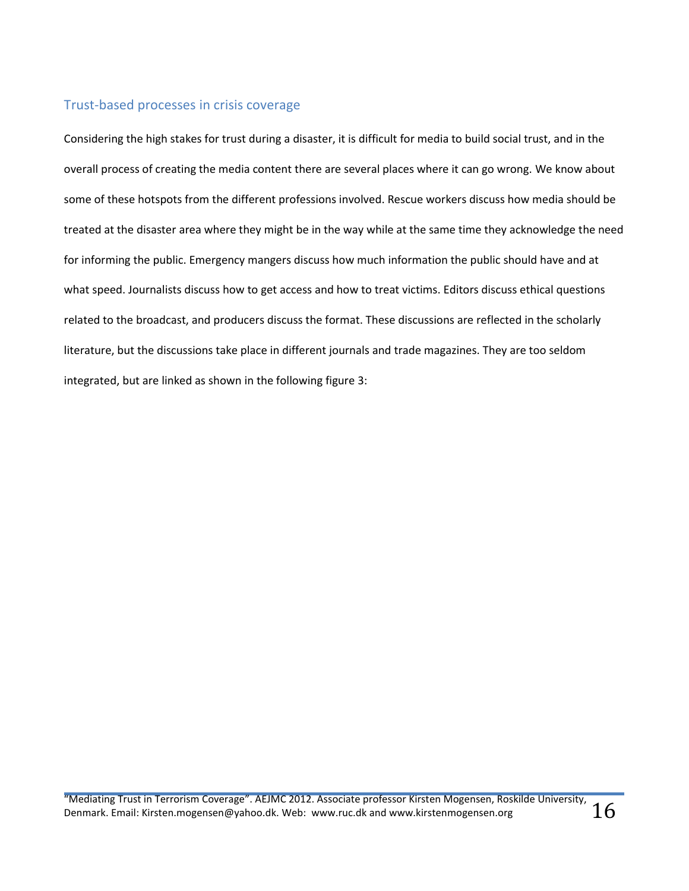## Trust-based processes in crisis coverage

Considering the high stakes for trust during a disaster, it is difficult for media to build social trust, and in the overall process of creating the media content there are several places where it can go wrong. We know about some of these hotspots from the different professions involved. Rescue workers discuss how media should be treated at the disaster area where they might be in the way while at the same time they acknowledge the need for informing the public. Emergency mangers discuss how much information the public should have and at what speed. Journalists discuss how to get access and how to treat victims. Editors discuss ethical questions related to the broadcast, and producers discuss the format. These discussions are reflected in the scholarly literature, but the discussions take place in different journals and trade magazines. They are too seldom integrated, but are linked as shown in the following figure 3: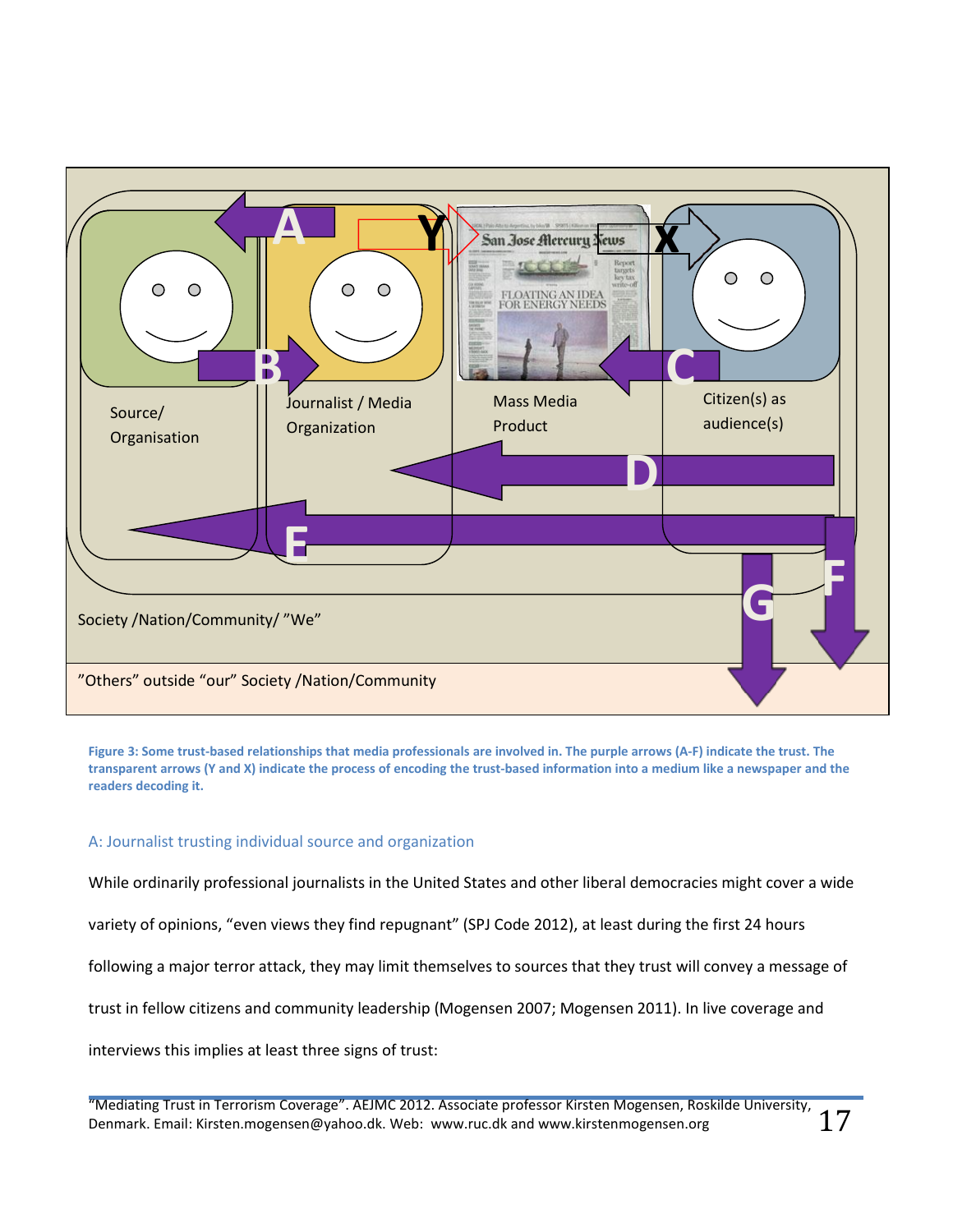Figure 3: Some trust-based relationships that media professionals are involved in. The purple arrows (A-F) indicate the trust. The transparent arrows (Y and X) indicate the process of encoding the trust-based information into a medium like a newspaper and the readers decoding it.

## A: Journalist trusting individual source and organization

While ordinarily professional journalists in the United States and other liberal democracies might cover a wide variety of opinions, "even views they find repugnant" (SPJ Code 2012), at least during the first 24 hours following a major terror attack, they may limit themselves to sources that they trust will convey a message of trust in fellow citizens and community leadership (Mogensen 2007; Mogensen 2011). In live coverage and interviews this implies at least three signs of trust: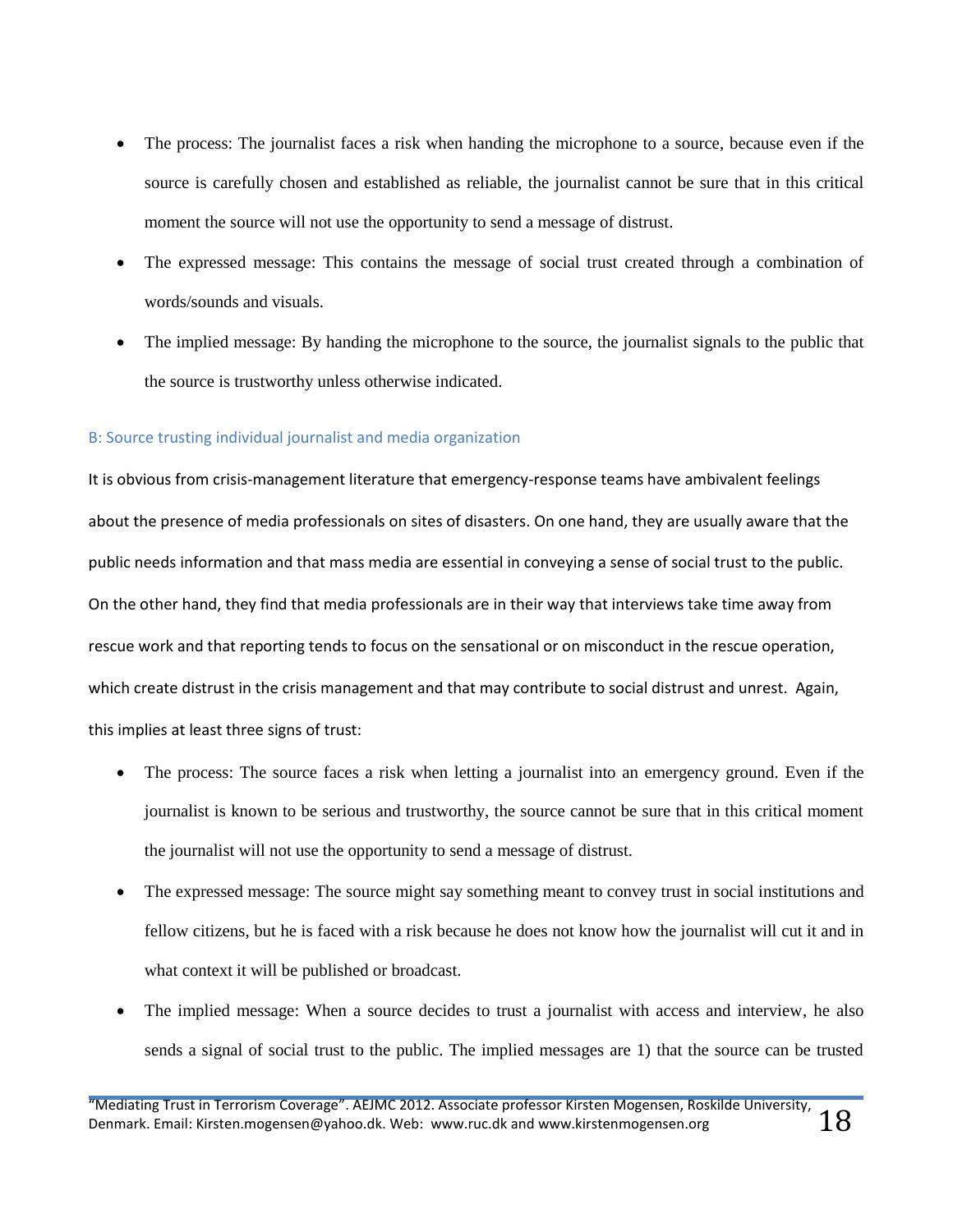- The process: The journalist faces a risk when handing the microphone to a source, because even if the source is carefully chosen and established as reliable, the journalist cannot be sure that in this critical moment the source will not use the opportunity to send a message of distrust.
- The expressed message: This contains the message of social trust created through a combination of words/sounds and visuals.
- The implied message: By handing the microphone to the source, the journalist signals to the public that the source is trustworthy unless otherwise indicated.

### B: Source trusting individual journalist and media organization

It is obvious from crisis-management literature that emergency-response teams have ambivalent feelings about the presence of media professionals on sites of disasters. On one hand, they are usually aware that the public needs information and that mass media are essential in conveying a sense of social trust to the public. On the other hand, they find that media professionals are in their way that interviews take time away from rescue work and that reporting tends to focus on the sensational or on misconduct in the rescue operation, which create distrust in the crisis management and that may contribute to social distrust and unrest. Again, this implies at least three signs of trust:

- The process: The source faces a risk when letting a journalist into an emergency ground. Even if the journalist is known to be serious and trustworthy, the source cannot be sure that in this critical moment the journalist will not use the opportunity to send a message of distrust.
- The expressed message: The source might say something meant to convey trust in social institutions and fellow citizens, but he is faced with a risk because he does not know how the journalist will cut it and in what context it will be published or broadcast.
- The implied message: When a source decides to trust a journalist with access and interview, he also sends a signal of social trust to the public. The implied messages are 1) that the source can be trusted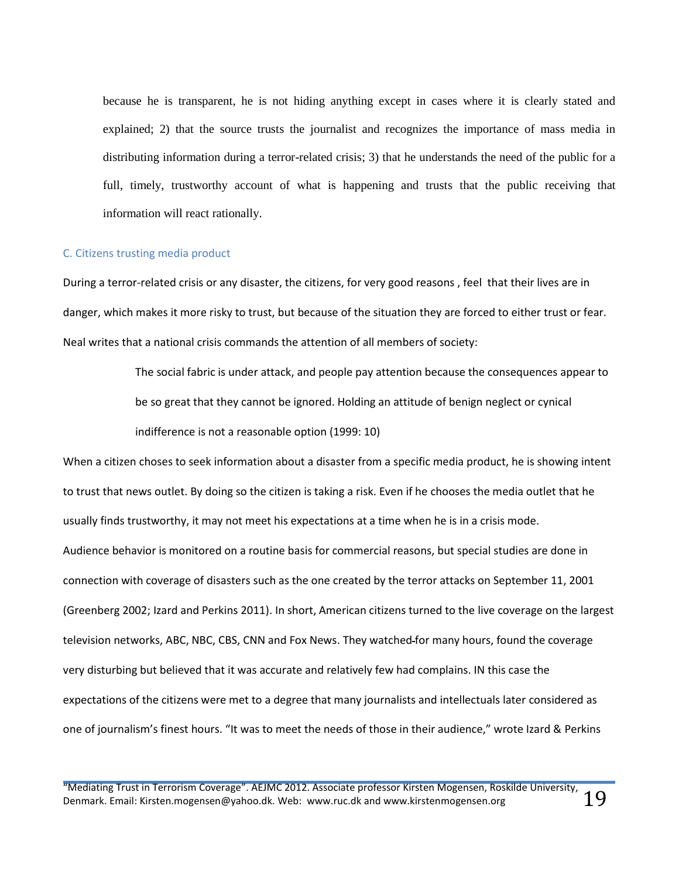because he is transparent, he is not hiding anything except in cases where it is clearly stated and explained; 2) that the source trusts the journalist and recognizes the importance of mass media in distributing information during a terror-related crisis; 3) that he understands the need of the public for a full, timely, trustworthy account of what is happening and trusts that the public receiving that information will react rationally.

### C. Citizens trusting media product

During a terror-related crisis or any disaster, the citizens, for very good reasons , feel that their lives are in danger, which makes it more risky to trust, but because of the situation they are forced to either trust or fear. Neal writes that a national crisis commands the attention of all members of society:

> The social fabric is under attack, and people pay attention because the consequences appear to be so great that they cannot be ignored. Holding an attitude of benign neglect or cynical indifference is not a reasonable option (1999: 10)

When a citizen choses to seek information about a disaster from a specific media product, he is showing intent to trust that news outlet. By doing so the citizen is taking a risk. Even if he chooses the media outlet that he usually finds trustworthy, it may not meet his expectations at a time when he is in a crisis mode.
Audience behavior is monitored on a routine basis for commercial reasons, but special studies are done in connection with coverage of disasters such as the one created by the terror attacks on September 11, 2001 (Greenberg 2002; Izard and Perkins 2011). In short, American citizens turned to the live coverage on the largest television networks, ABC, NBC, CBS, CNN and Fox News. They watched for many hours, found the coverage very disturbing but believed that it was accurate and relatively few had complains. IN this case the expectations of the citizens were met to a degree that many journalists and intellectuals later considered as one of journalism's finest hours. "It was to meet the needs of those in their audience," wrote Izard & Perkins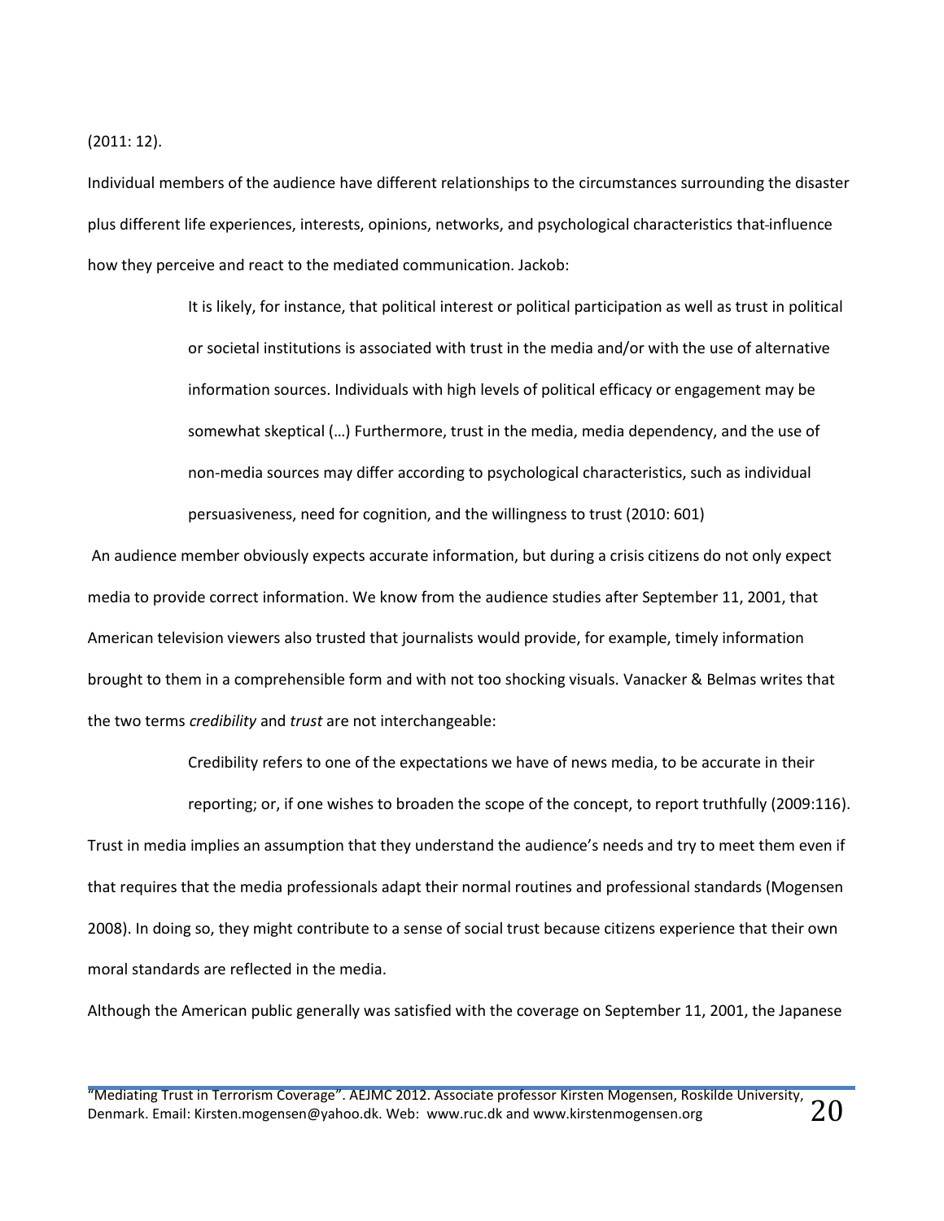(2011: 12).

Individual members of the audience have different relationships to the circumstances surrounding the disaster plus different life experiences, interests, opinions, networks, and psychological characteristics that influence how they perceive and react to the mediated communication. Jackob:

> It is likely, for instance, that political interest or political participation as well as trust in political or societal institutions is associated with trust in the media and/or with the use of alternative information sources. Individuals with high levels of political efficacy or engagement may be somewhat skeptical (…) Furthermore, trust in the media, media dependency, and the use of non-media sources may differ according to psychological characteristics, such as individual persuasiveness, need for cognition, and the willingness to trust (2010: 601)

An audience member obviously expects accurate information, but during a crisis citizens do not only expect media to provide correct information. We know from the audience studies after September 11, 2001, that American television viewers also trusted that journalists would provide, for example, timely information brought to them in a comprehensible form and with not too shocking visuals. Vanacker & Belmas writes that the two terms *credibility* and *trust* are not interchangeable:

> Credibility refers to one of the expectations we have of news media, to be accurate in their reporting; or, if one wishes to broaden the scope of the concept, to report truthfully (2009:116).

Trust in media implies an assumption that they understand the audience's needs and try to meet them even if that requires that the media professionals adapt their normal routines and professional standards (Mogensen 2008). In doing so, they might contribute to a sense of social trust because citizens experience that their own moral standards are reflected in the media.

Although the American public generally was satisfied with the coverage on September 11, 2001, the Japanese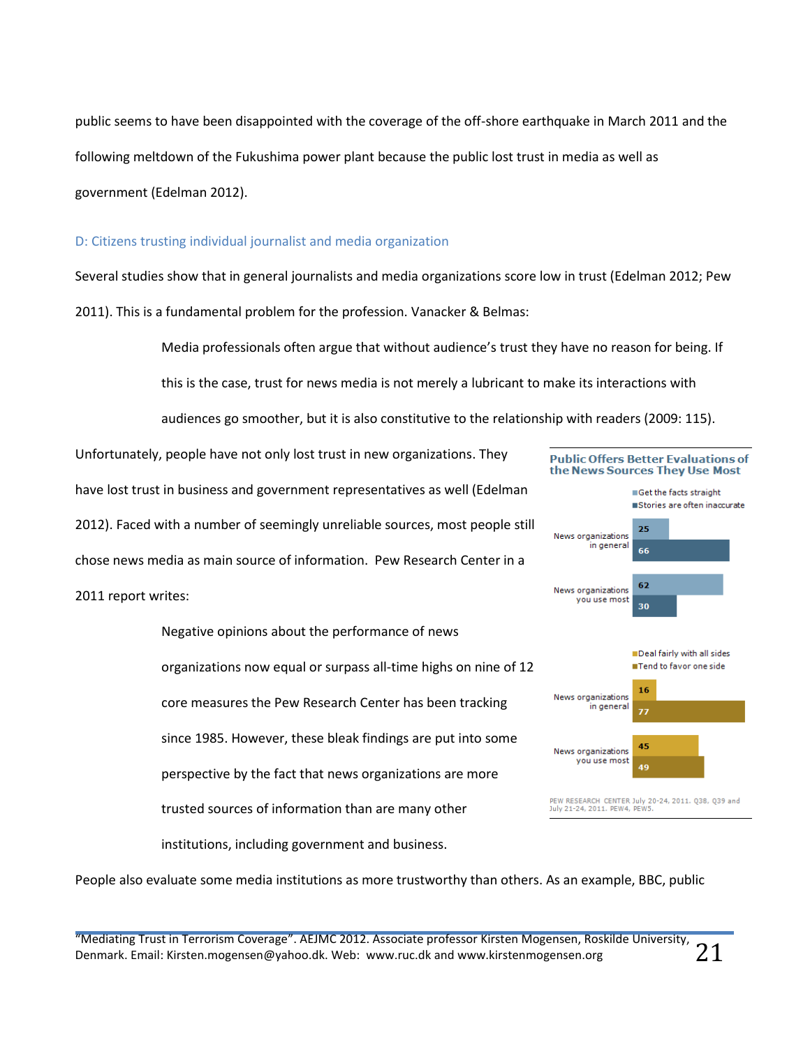public seems to have been disappointed with the coverage of the off-shore earthquake in March 2011 and the following meltdown of the Fukushima power plant because the public lost trust in media as well as government (Edelman 2012).

### D: Citizens trusting individual journalist and media organization

Several studies show that in general journalists and media organizations score low in trust (Edelman 2012; Pew 2011). This is a fundamental problem for the profession. Vanacker & Belmas:

> Media professionals often argue that without audience's trust they have no reason for being. If this is the case, trust for news media is not merely a lubricant to make its interactions with audiences go smoother, but it is also constitutive to the relationship with readers (2009: 115).

Unfortunately, people have not only lost trust in new organizations. They have lost trust in business and government representatives as well (Edelman 2012). Faced with a number of seemingly unreliable sources, most people still chose news media as main source of information. Pew Research Center in a 2011 report writes:

> Negative opinions about the performance of news organizations now equal or surpass all-time highs on nine of 12 core measures the Pew Research Center has been tracking since 1985. However, these bleak findings are put into some perspective by the fact that news organizations are more trusted sources of information than are many other institutions, including government and business.

**Public Offers Better Evaluations of the News Sources They Use Most**

| | Get the facts straight | Stories are often inaccurate |
|---|---|---|
| News organizations in general | 25 | 66 |
| News organizations you use most | 62 | 30 |

| | Deal fairly with all sides | Tend to favor one side |
|---|---|---|
| News organizations in general | 16 | 77 |
| News organizations you use most | 45 | 49 |

PEW RESEARCH CENTER July 20-24, 2011. Q38, Q39 and July 21-24, 2011. PEW4, PEW5.

People also evaluate some media institutions as more trustworthy than others. As an example, BBC, public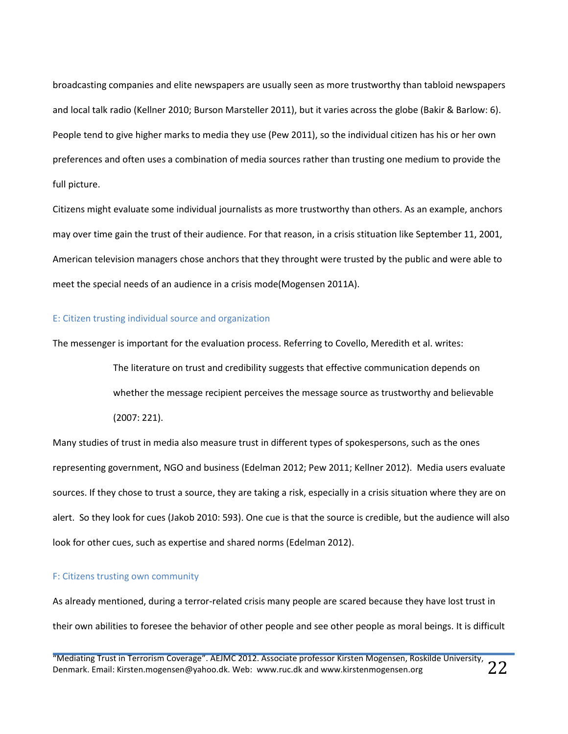broadcasting companies and elite newspapers are usually seen as more trustworthy than tabloid newspapers and local talk radio (Kellner 2010; Burson Marsteller 2011), but it varies across the globe (Bakir & Barlow: 6). People tend to give higher marks to media they use (Pew 2011), so the individual citizen has his or her own preferences and often uses a combination of media sources rather than trusting one medium to provide the full picture.

Citizens might evaluate some individual journalists as more trustworthy than others. As an example, anchors may over time gain the trust of their audience. For that reason, in a crisis stituation like September 11, 2001, American television managers chose anchors that they throught were trusted by the public and were able to meet the special needs of an audience in a crisis mode(Mogensen 2011A).

### E: Citizen trusting individual source and organization

The messenger is important for the evaluation process. Referring to Covello, Meredith et al. writes:

> The literature on trust and credibility suggests that effective communication depends on whether the message recipient perceives the message source as trustworthy and believable (2007: 221).

Many studies of trust in media also measure trust in different types of spokespersons, such as the ones representing government, NGO and business (Edelman 2012; Pew 2011; Kellner 2012). Media users evaluate sources. If they chose to trust a source, they are taking a risk, especially in a crisis situation where they are on alert. So they look for cues (Jakob 2010: 593). One cue is that the source is credible, but the audience will also look for other cues, such as expertise and shared norms (Edelman 2012).

### F: Citizens trusting own community

As already mentioned, during a terror-related crisis many people are scared because they have lost trust in their own abilities to foresee the behavior of other people and see other people as moral beings. It is difficult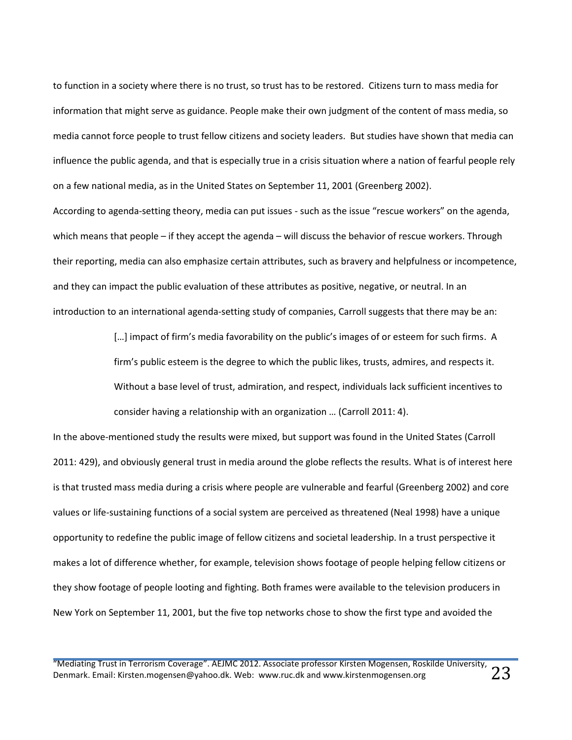to function in a society where there is no trust, so trust has to be restored. Citizens turn to mass media for information that might serve as guidance. People make their own judgment of the content of mass media, so media cannot force people to trust fellow citizens and society leaders. But studies have shown that media can influence the public agenda, and that is especially true in a crisis situation where a nation of fearful people rely on a few national media, as in the United States on September 11, 2001 (Greenberg 2002).

According to agenda-setting theory, media can put issues - such as the issue "rescue workers" on the agenda, which means that people – if they accept the agenda – will discuss the behavior of rescue workers. Through their reporting, media can also emphasize certain attributes, such as bravery and helpfulness or incompetence, and they can impact the public evaluation of these attributes as positive, negative, or neutral. In an introduction to an international agenda-setting study of companies, Carroll suggests that there may be an:

> […] impact of firm's media favorability on the public's images of or esteem for such firms. A firm's public esteem is the degree to which the public likes, trusts, admires, and respects it. Without a base level of trust, admiration, and respect, individuals lack sufficient incentives to consider having a relationship with an organization … (Carroll 2011: 4).

In the above-mentioned study the results were mixed, but support was found in the United States (Carroll 2011: 429), and obviously general trust in media around the globe reflects the results. What is of interest here is that trusted mass media during a crisis where people are vulnerable and fearful (Greenberg 2002) and core values or life-sustaining functions of a social system are perceived as threatened (Neal 1998) have a unique opportunity to redefine the public image of fellow citizens and societal leadership. In a trust perspective it makes a lot of difference whether, for example, television shows footage of people helping fellow citizens or they show footage of people looting and fighting. Both frames were available to the television producers in New York on September 11, 2001, but the five top networks chose to show the first type and avoided the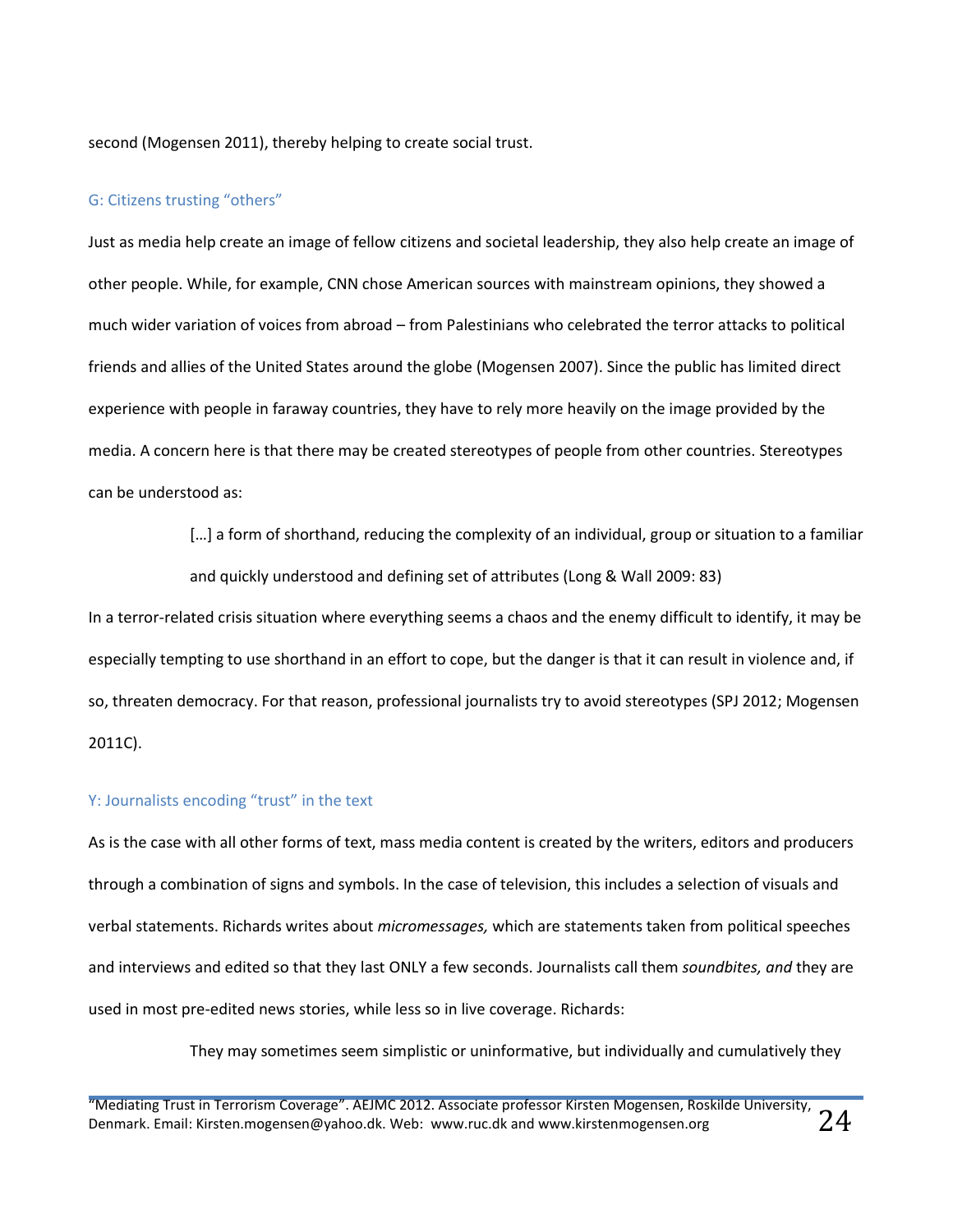second (Mogensen 2011), thereby helping to create social trust.

### G: Citizens trusting "others"

Just as media help create an image of fellow citizens and societal leadership, they also help create an image of other people. While, for example, CNN chose American sources with mainstream opinions, they showed a much wider variation of voices from abroad – from Palestinians who celebrated the terror attacks to political friends and allies of the United States around the globe (Mogensen 2007). Since the public has limited direct experience with people in faraway countries, they have to rely more heavily on the image provided by the media. A concern here is that there may be created stereotypes of people from other countries. Stereotypes can be understood as:

> […] a form of shorthand, reducing the complexity of an individual, group or situation to a familiar and quickly understood and defining set of attributes (Long & Wall 2009: 83)

In a terror-related crisis situation where everything seems a chaos and the enemy difficult to identify, it may be especially tempting to use shorthand in an effort to cope, but the danger is that it can result in violence and, if so, threaten democracy. For that reason, professional journalists try to avoid stereotypes (SPJ 2012; Mogensen 2011C).

### Y: Journalists encoding "trust" in the text

As is the case with all other forms of text, mass media content is created by the writers, editors and producers through a combination of signs and symbols. In the case of television, this includes a selection of visuals and verbal statements. Richards writes about *micromessages,* which are statements taken from political speeches and interviews and edited so that they last ONLY a few seconds. Journalists call them *soundbites, and* they are used in most pre-edited news stories, while less so in live coverage. Richards:

> They may sometimes seem simplistic or uninformative, but individually and cumulatively they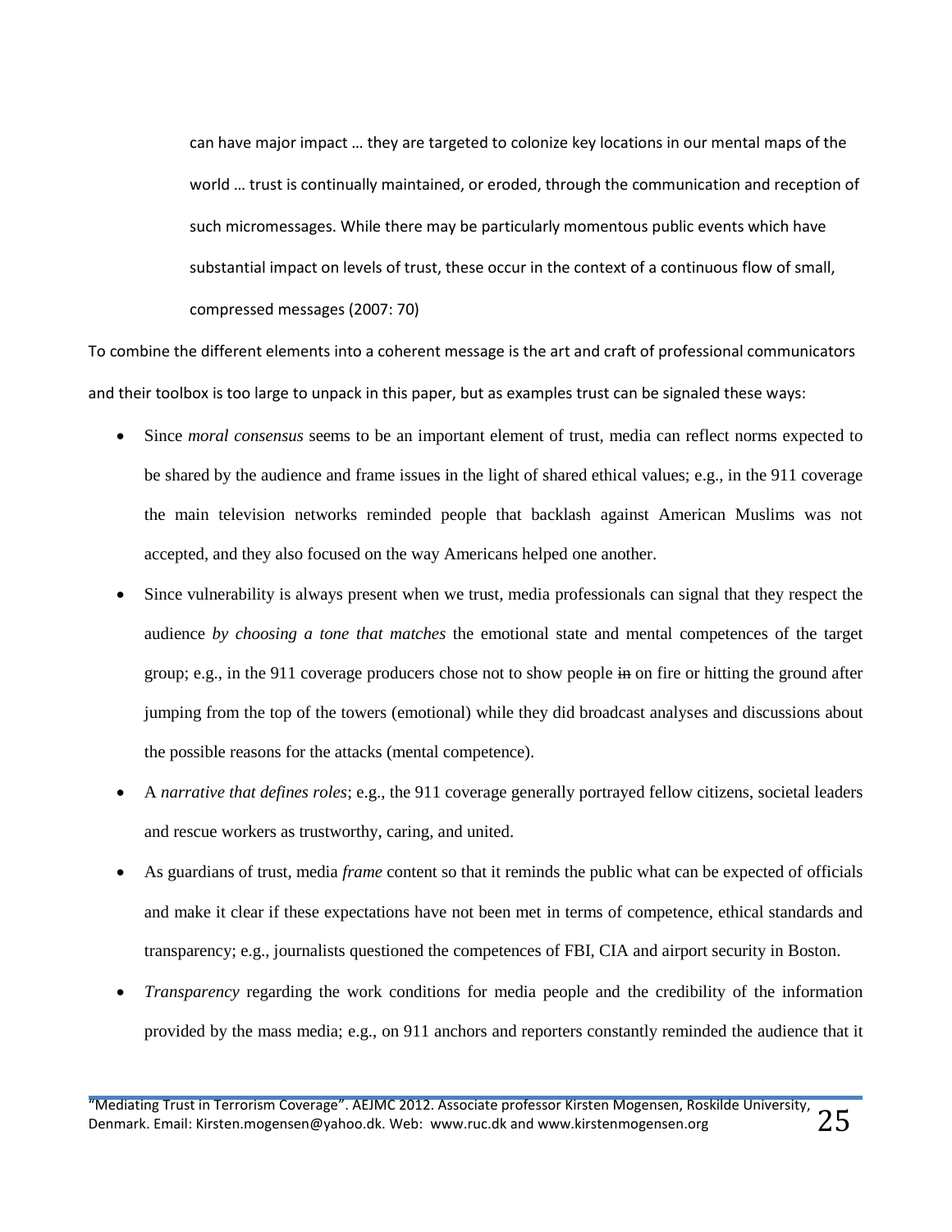> can have major impact … they are targeted to colonize key locations in our mental maps of the world … trust is continually maintained, or eroded, through the communication and reception of such micromessages. While there may be particularly momentous public events which have substantial impact on levels of trust, these occur in the context of a continuous flow of small, compressed messages (2007: 70)

To combine the different elements into a coherent message is the art and craft of professional communicators and their toolbox is too large to unpack in this paper, but as examples trust can be signaled these ways:

- Since *moral consensus* seems to be an important element of trust, media can reflect norms expected to be shared by the audience and frame issues in the light of shared ethical values; e.g., in the 911 coverage the main television networks reminded people that backlash against American Muslims was not accepted, and they also focused on the way Americans helped one another.
- Since vulnerability is always present when we trust, media professionals can signal that they respect the audience *by choosing a tone that matches* the emotional state and mental competences of the target group; e.g., in the 911 coverage producers chose not to show people ~~in~~ on fire or hitting the ground after jumping from the top of the towers (emotional) while they did broadcast analyses and discussions about the possible reasons for the attacks (mental competence).
- A *narrative that defines roles*; e.g., the 911 coverage generally portrayed fellow citizens, societal leaders and rescue workers as trustworthy, caring, and united.
- As guardians of trust, media *frame* content so that it reminds the public what can be expected of officials and make it clear if these expectations have not been met in terms of competence, ethical standards and transparency; e.g., journalists questioned the competences of FBI, CIA and airport security in Boston.
- *Transparency* regarding the work conditions for media people and the credibility of the information provided by the mass media; e.g., on 911 anchors and reporters constantly reminded the audience that it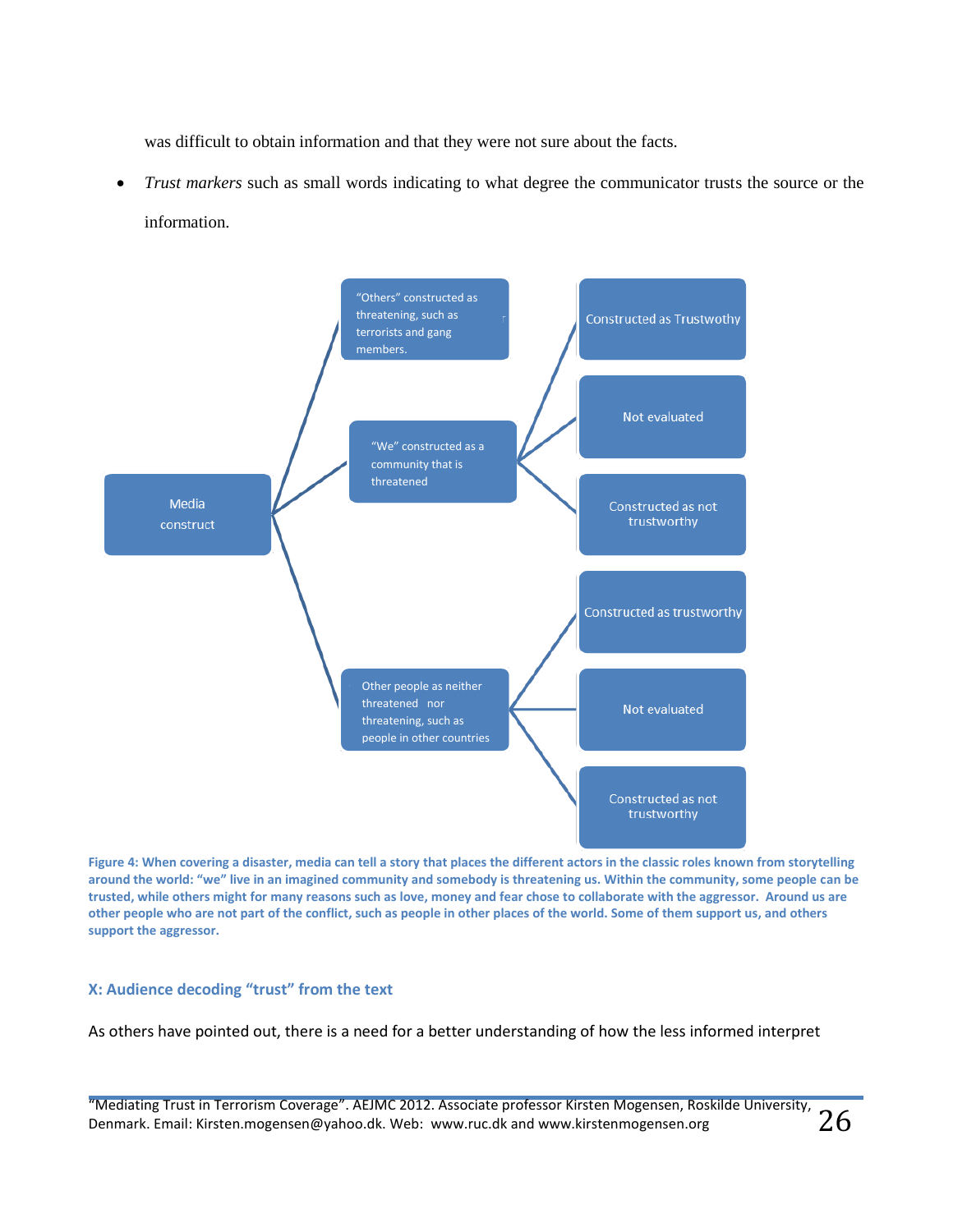was difficult to obtain information and that they were not sure about the facts.

- *Trust markers* such as small words indicating to what degree the communicator trusts the source or the information.

- Media construct
  - "Others" constructed as threatening, such as terrorists and gang members.
  - "We" constructed as a community that is threatened
    - Constructed as Trustwothy
    - Not evaluated
    - Constructed as not trustworthy
  - Other people as neither threatened nor threatening, such as people in other countries
    - Constructed as trustworthy
    - Not evaluated
    - Constructed as not trustworthy

**Figure 4: When covering a disaster, media can tell a story that places the different actors in the classic roles known from storytelling around the world: "we" live in an imagined community and somebody is threatening us. Within the community, some people can be trusted, while others might for many reasons such as love, money and fear chose to collaborate with the aggressor. Around us are other people who are not part of the conflict, such as people in other places of the world. Some of them support us, and others support the aggressor.**

## X: Audience decoding "trust" from the text

As others have pointed out, there is a need for a better understanding of how the less informed interpret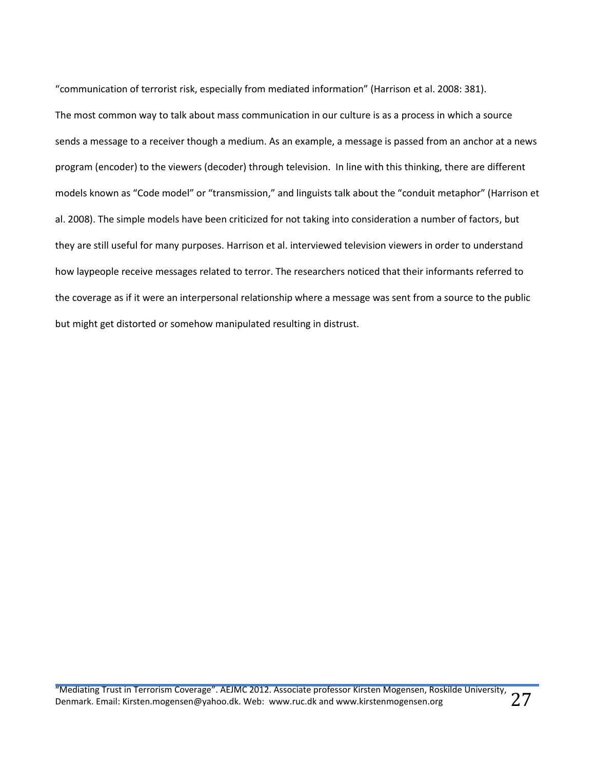"communication of terrorist risk, especially from mediated information" (Harrison et al. 2008: 381).

The most common way to talk about mass communication in our culture is as a process in which a source sends a message to a receiver though a medium. As an example, a message is passed from an anchor at a news program (encoder) to the viewers (decoder) through television. In line with this thinking, there are different models known as "Code model" or "transmission," and linguists talk about the "conduit metaphor" (Harrison et al. 2008). The simple models have been criticized for not taking into consideration a number of factors, but they are still useful for many purposes. Harrison et al. interviewed television viewers in order to understand how laypeople receive messages related to terror. The researchers noticed that their informants referred to the coverage as if it were an interpersonal relationship where a message was sent from a source to the public but might get distorted or somehow manipulated resulting in distrust.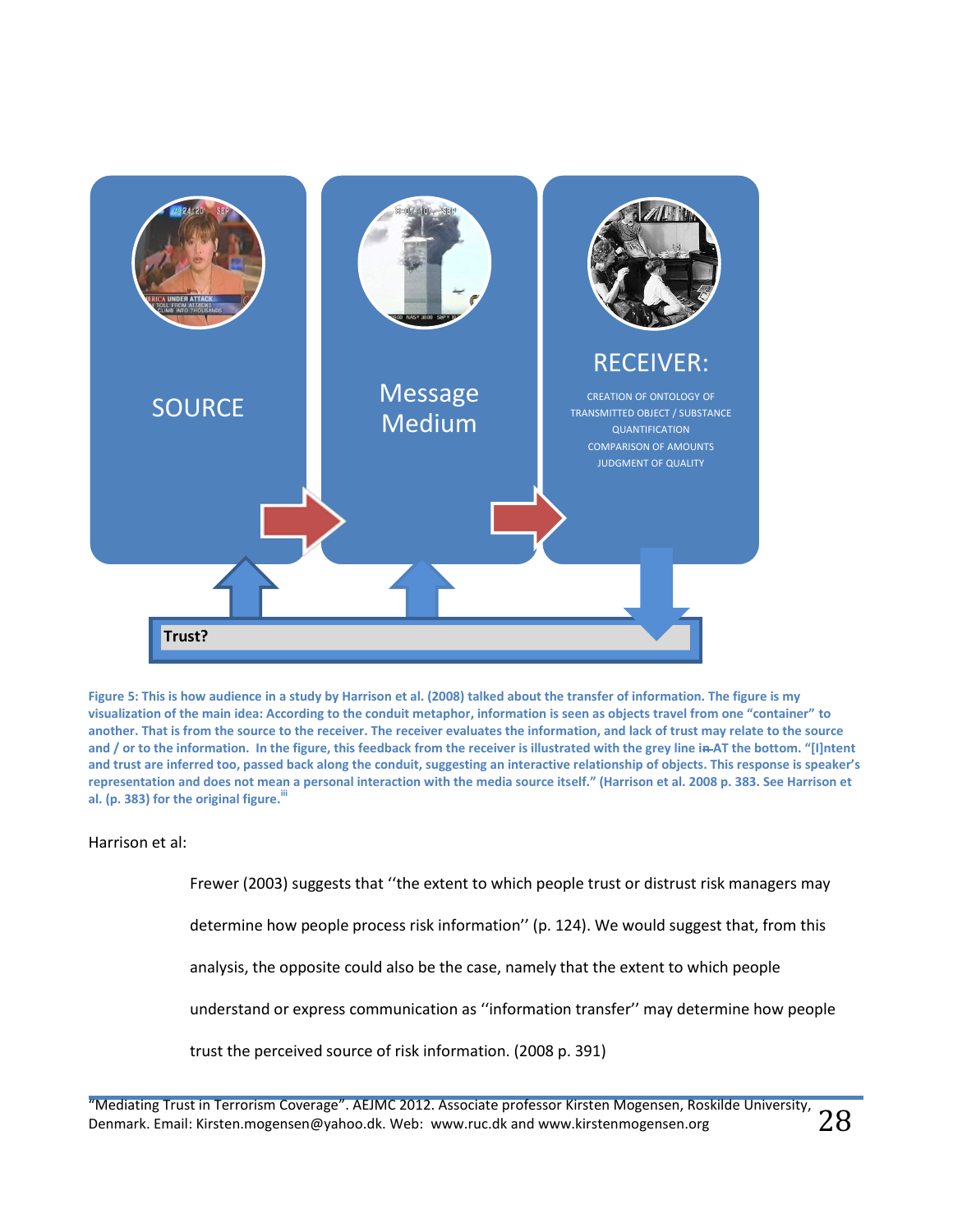SOURCE

Message Medium

RECEIVER:

CREATION OF ONTOLOGY OF TRANSMITTED OBJECT / SUBSTANCE
QUANTIFICATION
COMPARISON OF AMOUNTS
JUDGMENT OF QUALITY

Trust?

**Figure 5: This is how audience in a study by Harrison et al. (2008) talked about the transfer of information. The figure is my visualization of the main idea: According to the conduit metaphor, information is seen as objects travel from one "container" to another. That is from the source to the receiver. The receiver evaluates the information, and lack of trust may relate to the source and / or to the information. In the figure, this feedback from the receiver is illustrated with the grey line ~~in~~ AT the bottom. "[I]ntent and trust are inferred too, passed back along the conduit, suggesting an interactive relationship of objects. This response is speaker's representation and does not mean a personal interaction with the media source itself." (Harrison et al. 2008 p. 383. See Harrison et al. (p. 383) for the original figure.[iii]**

Harrison et al:

> Frewer (2003) suggests that ''the extent to which people trust or distrust risk managers may determine how people process risk information'' (p. 124). We would suggest that, from this analysis, the opposite could also be the case, namely that the extent to which people understand or express communication as ''information transfer'' may determine how people trust the perceived source of risk information. (2008 p. 391)

"Mediating Trust in Terrorism Coverage". AEJMC 2012. Associate professor Kirsten Mogensen, Roskilde University, Denmark. Email: Kirsten.mogensen@yahoo.dk. Web: www.ruc.dk and www.kirstenmogensen.org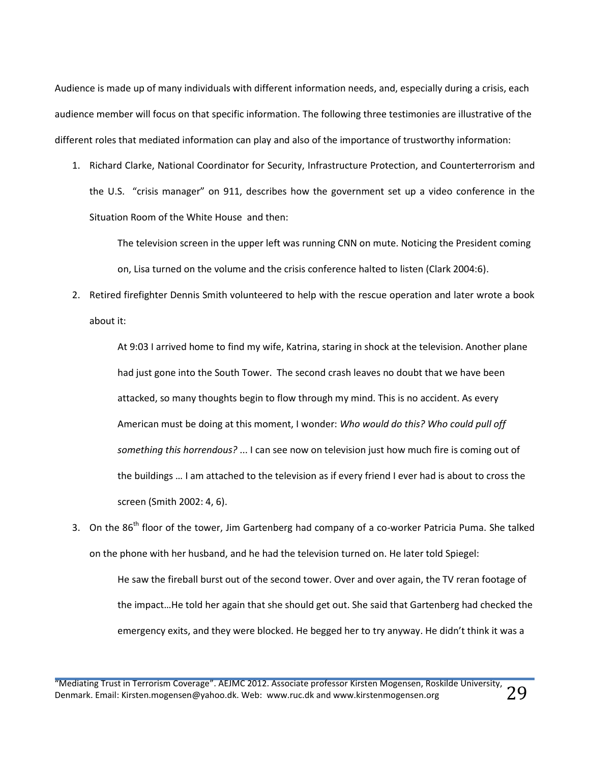Audience is made up of many individuals with different information needs, and, especially during a crisis, each audience member will focus on that specific information. The following three testimonies are illustrative of the different roles that mediated information can play and also of the importance of trustworthy information:

1. Richard Clarke, National Coordinator for Security, Infrastructure Protection, and Counterterrorism and the U.S. "crisis manager" on 911, describes how the government set up a video conference in the Situation Room of the White House and then:

   > The television screen in the upper left was running CNN on mute. Noticing the President coming on, Lisa turned on the volume and the crisis conference halted to listen (Clark 2004:6).

2. Retired firefighter Dennis Smith volunteered to help with the rescue operation and later wrote a book about it:

   > At 9:03 I arrived home to find my wife, Katrina, staring in shock at the television. Another plane had just gone into the South Tower. The second crash leaves no doubt that we have been attacked, so many thoughts begin to flow through my mind. This is no accident. As every American must be doing at this moment, I wonder: *Who would do this? Who could pull off something this horrendous?* ... I can see now on television just how much fire is coming out of the buildings … I am attached to the television as if every friend I ever had is about to cross the screen (Smith 2002: 4, 6).

3. On the 86th floor of the tower, Jim Gartenberg had company of a co-worker Patricia Puma. She talked on the phone with her husband, and he had the television turned on. He later told Spiegel:

   > He saw the fireball burst out of the second tower. Over and over again, the TV reran footage of the impact…He told her again that she should get out. She said that Gartenberg had checked the emergency exits, and they were blocked. He begged her to try anyway. He didn't think it was a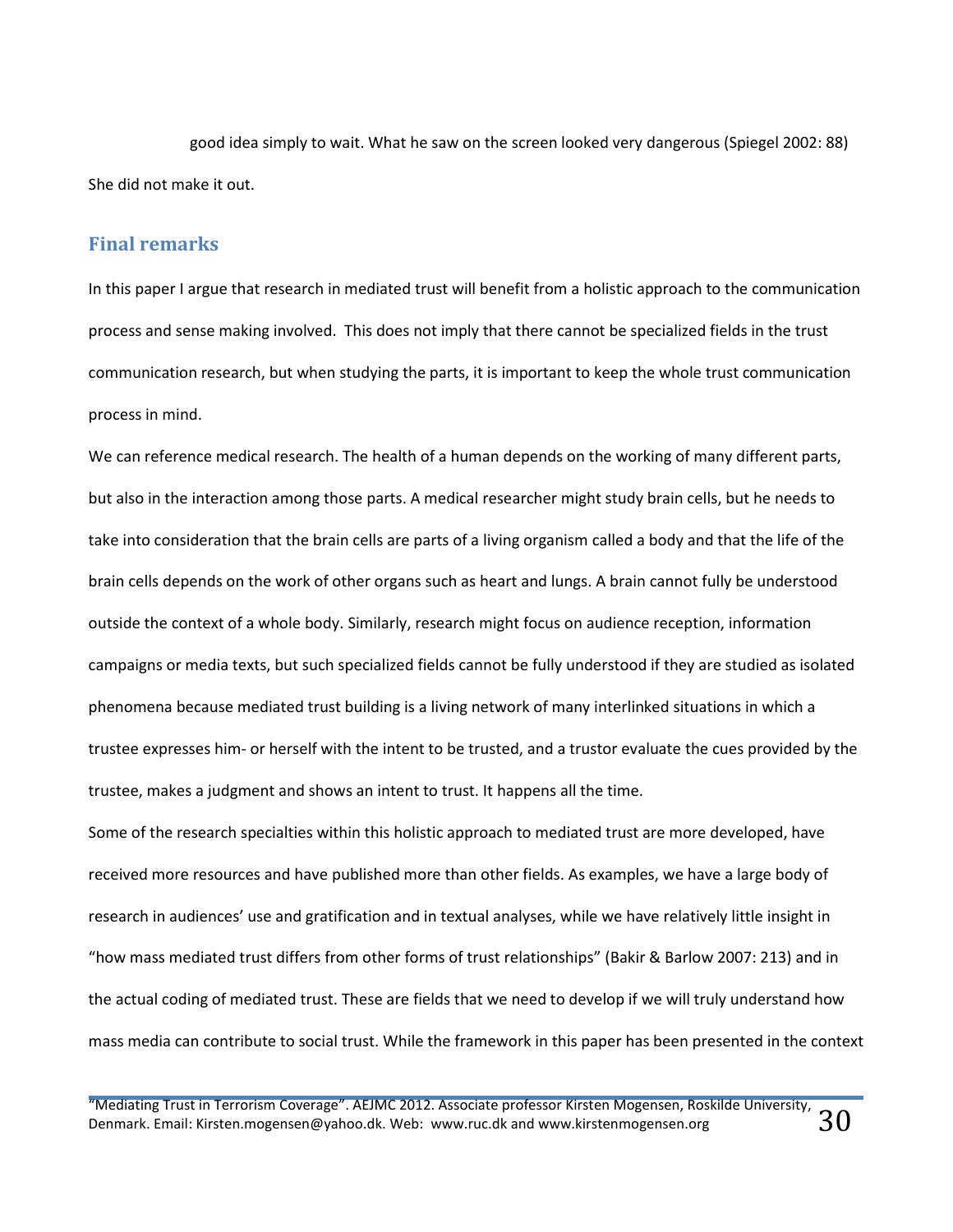good idea simply to wait. What he saw on the screen looked very dangerous (Spiegel 2002: 88)

She did not make it out.

## Final remarks

In this paper I argue that research in mediated trust will benefit from a holistic approach to the communication process and sense making involved.  This does not imply that there cannot be specialized fields in the trust communication research, but when studying the parts, it is important to keep the whole trust communication process in mind.

We can reference medical research. The health of a human depends on the working of many different parts, but also in the interaction among those parts. A medical researcher might study brain cells, but he needs to take into consideration that the brain cells are parts of a living organism called a body and that the life of the brain cells depends on the work of other organs such as heart and lungs. A brain cannot fully be understood outside the context of a whole body. Similarly, research might focus on audience reception, information campaigns or media texts, but such specialized fields cannot be fully understood if they are studied as isolated phenomena because mediated trust building is a living network of many interlinked situations in which a trustee expresses him- or herself with the intent to be trusted, and a trustor evaluate the cues provided by the trustee, makes a judgment and shows an intent to trust. It happens all the time.

Some of the research specialties within this holistic approach to mediated trust are more developed, have received more resources and have published more than other fields. As examples, we have a large body of research in audiences' use and gratification and in textual analyses, while we have relatively little insight in "how mass mediated trust differs from other forms of trust relationships" (Bakir & Barlow 2007: 213) and in the actual coding of mediated trust. These are fields that we need to develop if we will truly understand how mass media can contribute to social trust. While the framework in this paper has been presented in the context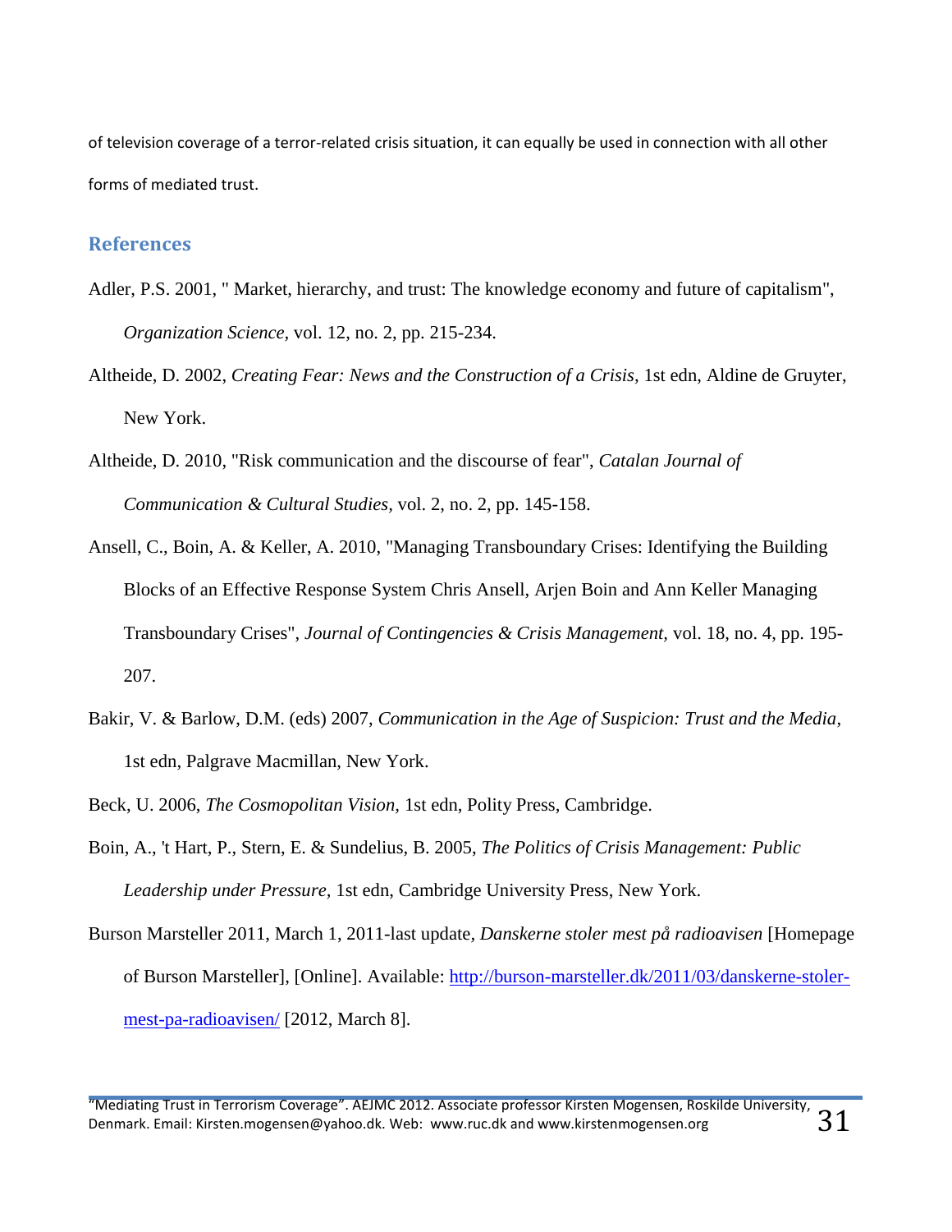of television coverage of a terror-related crisis situation, it can equally be used in connection with all other forms of mediated trust.

## References

Adler, P.S. 2001, " Market, hierarchy, and trust: The knowledge economy and future of capitalism", *Organization Science,* vol. 12, no. 2, pp. 215-234.

Altheide, D. 2002, *Creating Fear: News and the Construction of a Crisis,* 1st edn, Aldine de Gruyter, New York.

Altheide, D. 2010, "Risk communication and the discourse of fear", *Catalan Journal of Communication & Cultural Studies,* vol. 2, no. 2, pp. 145-158.

Ansell, C., Boin, A. & Keller, A. 2010, "Managing Transboundary Crises: Identifying the Building Blocks of an Effective Response System Chris Ansell, Arjen Boin and Ann Keller Managing Transboundary Crises", *Journal of Contingencies & Crisis Management,* vol. 18, no. 4, pp. 195-207.

Bakir, V. & Barlow, D.M. (eds) 2007, *Communication in the Age of Suspicion: Trust and the Media,* 1st edn, Palgrave Macmillan, New York.

Beck, U. 2006, *The Cosmopolitan Vision,* 1st edn, Polity Press, Cambridge.

Boin, A., 't Hart, P., Stern, E. & Sundelius, B. 2005, *The Politics of Crisis Management: Public Leadership under Pressure,* 1st edn, Cambridge University Press, New York.

Burson Marsteller 2011, March 1, 2011-last update, *Danskerne stoler mest på radioavisen* [Homepage of Burson Marsteller], [Online]. Available: http://burson-marsteller.dk/2011/03/danskerne-stoler-mest-pa-radioavisen/ [2012, March 8].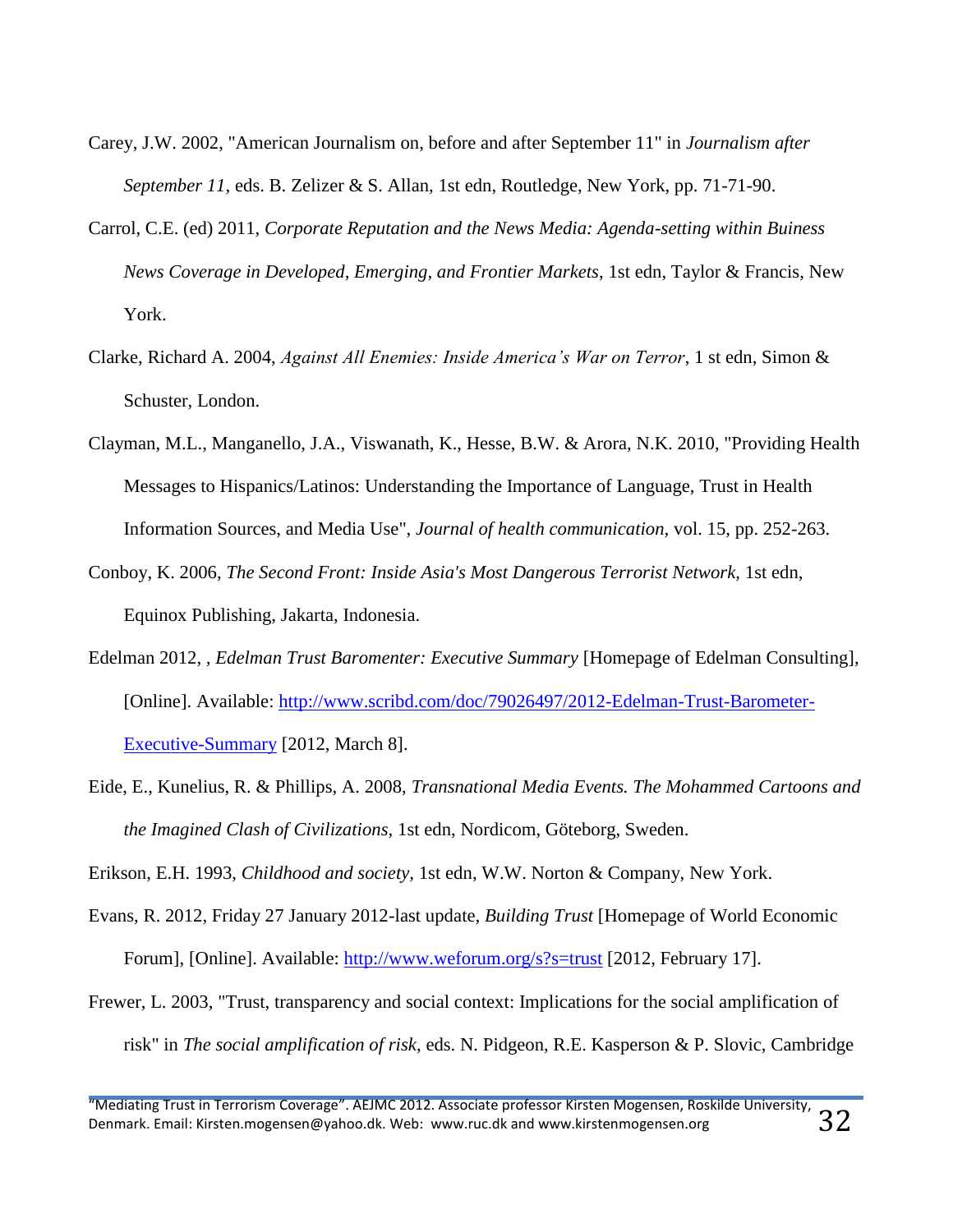Carey, J.W. 2002, "American Journalism on, before and after September 11" in *Journalism after September 11*, eds. B. Zelizer & S. Allan, 1st edn, Routledge, New York, pp. 71-71-90.

Carrol, C.E. (ed) 2011, *Corporate Reputation and the News Media: Agenda-setting within Buiness News Coverage in Developed, Emerging, and Frontier Markets*, 1st edn, Taylor & Francis, New York.

Clarke, Richard A. 2004, *Against All Enemies: Inside America's War on Terror*, 1 st edn, Simon & Schuster, London.

Clayman, M.L., Manganello, J.A., Viswanath, K., Hesse, B.W. & Arora, N.K. 2010, "Providing Health Messages to Hispanics/Latinos: Understanding the Importance of Language, Trust in Health Information Sources, and Media Use", *Journal of health communication*, vol. 15, pp. 252-263.

Conboy, K. 2006, *The Second Front: Inside Asia's Most Dangerous Terrorist Network,* 1st edn, Equinox Publishing, Jakarta, Indonesia.

Edelman 2012, , *Edelman Trust Baromenter: Executive Summary* [Homepage of Edelman Consulting], [Online]. Available: [http://www.scribd.com/doc/79026497/2012-Edelman-Trust-Barometer-Executive-Summary](http://www.scribd.com/doc/79026497/2012-Edelman-Trust-Barometer-Executive-Summary) [2012, March 8].

Eide, E., Kunelius, R. & Phillips, A. 2008, *Transnational Media Events. The Mohammed Cartoons and the Imagined Clash of Civilizations,* 1st edn, Nordicom, Göteborg, Sweden.

Erikson, E.H. 1993, *Childhood and society,* 1st edn, W.W. Norton & Company, New York.

Evans, R. 2012, Friday 27 January 2012-last update, *Building Trust* [Homepage of World Economic Forum], [Online]. Available: [http://www.weforum.org/s?s=trust](http://www.weforum.org/s?s=trust) [2012, February 17].

Frewer, L. 2003, "Trust, transparency and social context: Implications for the social amplification of risk" in *The social amplification of risk*, eds. N. Pidgeon, R.E. Kasperson & P. Slovic, Cambridge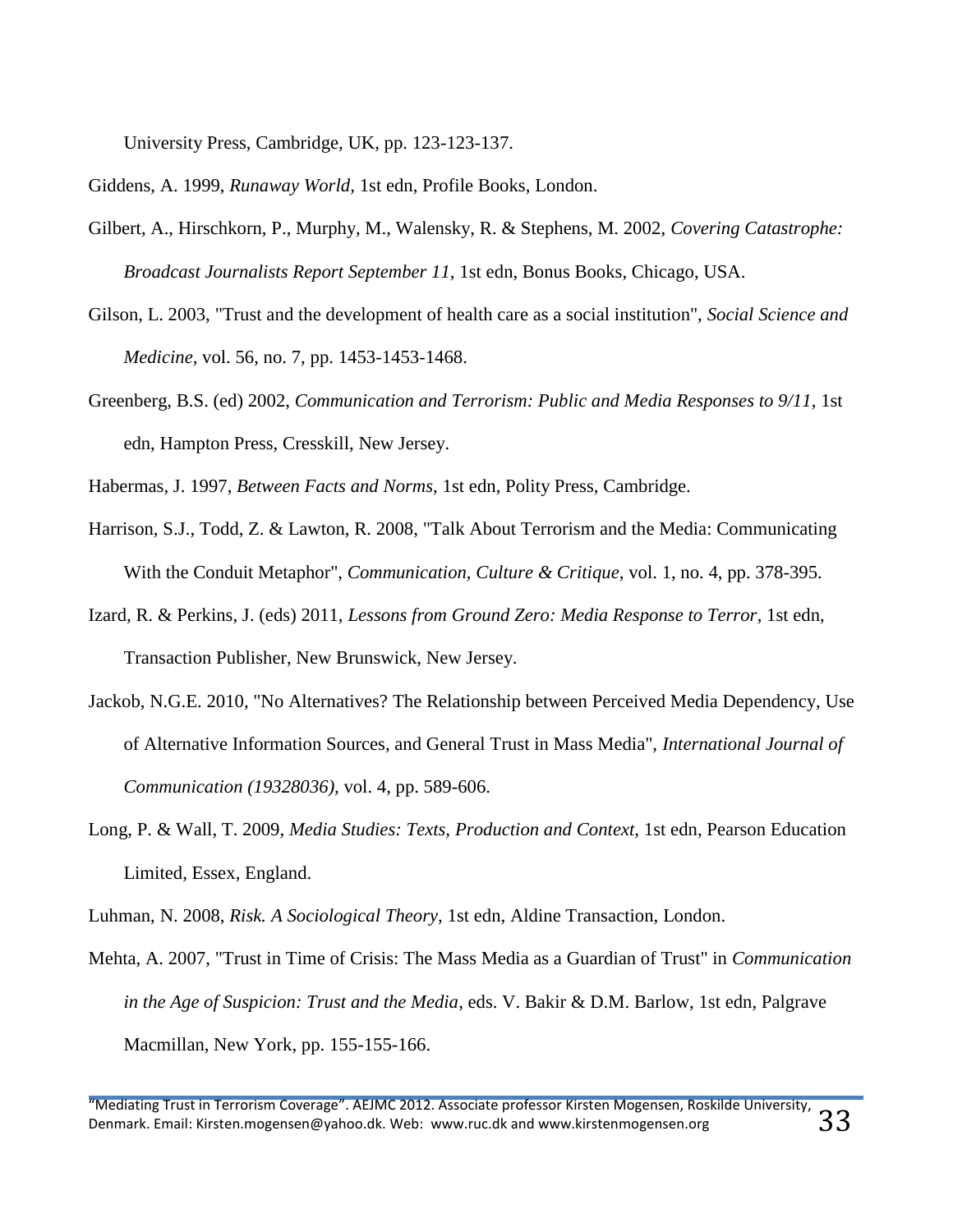University Press, Cambridge, UK, pp. 123-123-137.

Giddens, A. 1999, *Runaway World,* 1st edn, Profile Books, London.

Gilbert, A., Hirschkorn, P., Murphy, M., Walensky, R. & Stephens, M. 2002, *Covering Catastrophe: Broadcast Journalists Report September 11,* 1st edn, Bonus Books, Chicago, USA.

Gilson, L. 2003, "Trust and the development of health care as a social institution", *Social Science and Medicine,* vol. 56, no. 7, pp. 1453-1453-1468.

Greenberg, B.S. (ed) 2002, *Communication and Terrorism: Public and Media Responses to 9/11*, 1st edn, Hampton Press, Cresskill, New Jersey.

Habermas, J. 1997, *Between Facts and Norms,* 1st edn, Polity Press, Cambridge.

Harrison, S.J., Todd, Z. & Lawton, R. 2008, "Talk About Terrorism and the Media: Communicating With the Conduit Metaphor", *Communication, Culture & Critique,* vol. 1, no. 4, pp. 378-395.

Izard, R. & Perkins, J. (eds) 2011, *Lessons from Ground Zero: Media Response to Terror*, 1st edn, Transaction Publisher, New Brunswick, New Jersey.

Jackob, N.G.E. 2010, "No Alternatives? The Relationship between Perceived Media Dependency, Use of Alternative Information Sources, and General Trust in Mass Media", *International Journal of Communication (19328036),* vol. 4, pp. 589-606.

Long, P. & Wall, T. 2009, *Media Studies: Texts, Production and Context,* 1st edn, Pearson Education Limited, Essex, England.

Luhman, N. 2008, *Risk. A Sociological Theory,* 1st edn, Aldine Transaction, London.

Mehta, A. 2007, "Trust in Time of Crisis: The Mass Media as a Guardian of Trust" in *Communication in the Age of Suspicion: Trust and the Media*, eds. V. Bakir & D.M. Barlow, 1st edn, Palgrave Macmillan, New York, pp. 155-155-166.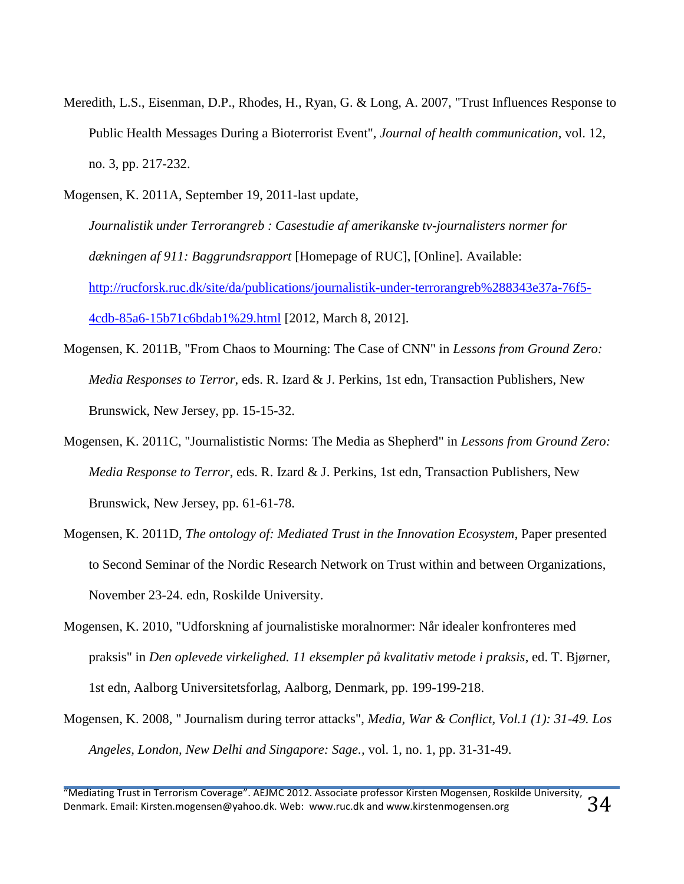Meredith, L.S., Eisenman, D.P., Rhodes, H., Ryan, G. & Long, A. 2007, "Trust Influences Response to Public Health Messages During a Bioterrorist Event", *Journal of health communication*, vol. 12, no. 3, pp. 217-232.

Mogensen, K. 2011A, September 19, 2011-last update, *Journalistik under Terrorangreb : Casestudie af amerikanske tv-journalisters normer for dækningen af 911: Baggrundsrapport* [Homepage of RUC], [Online]. Available: http://rucforsk.ruc.dk/site/da/publications/journalistik-under-terrorangreb%288343e37a-76f5-4cdb-85a6-15b71c6bdab1%29.html [2012, March 8, 2012].

Mogensen, K. 2011B, "From Chaos to Mourning: The Case of CNN" in *Lessons from Ground Zero: Media Responses to Terror*, eds. R. Izard & J. Perkins, 1st edn, Transaction Publishers, New Brunswick, New Jersey, pp. 15-15-32.

Mogensen, K. 2011C, "Journalististic Norms: The Media as Shepherd" in *Lessons from Ground Zero: Media Response to Terror*, eds. R. Izard & J. Perkins, 1st edn, Transaction Publishers, New Brunswick, New Jersey, pp. 61-61-78.

Mogensen, K. 2011D, *The ontology of: Mediated Trust in the Innovation Ecosystem*, Paper presented to Second Seminar of the Nordic Research Network on Trust within and between Organizations, November 23-24. edn, Roskilde University.

Mogensen, K. 2010, "Udforskning af journalistiske moralnormer: Når idealer konfronteres med praksis" in *Den oplevede virkelighed. 11 eksempler på kvalitativ metode i praksis*, ed. T. Bjørner, 1st edn, Aalborg Universitetsforlag, Aalborg, Denmark, pp. 199-199-218.

Mogensen, K. 2008, " Journalism during terror attacks", *Media, War & Conflict, Vol.1 (1): 31-49. Los Angeles, London, New Delhi and Singapore: Sage.*, vol. 1, no. 1, pp. 31-31-49.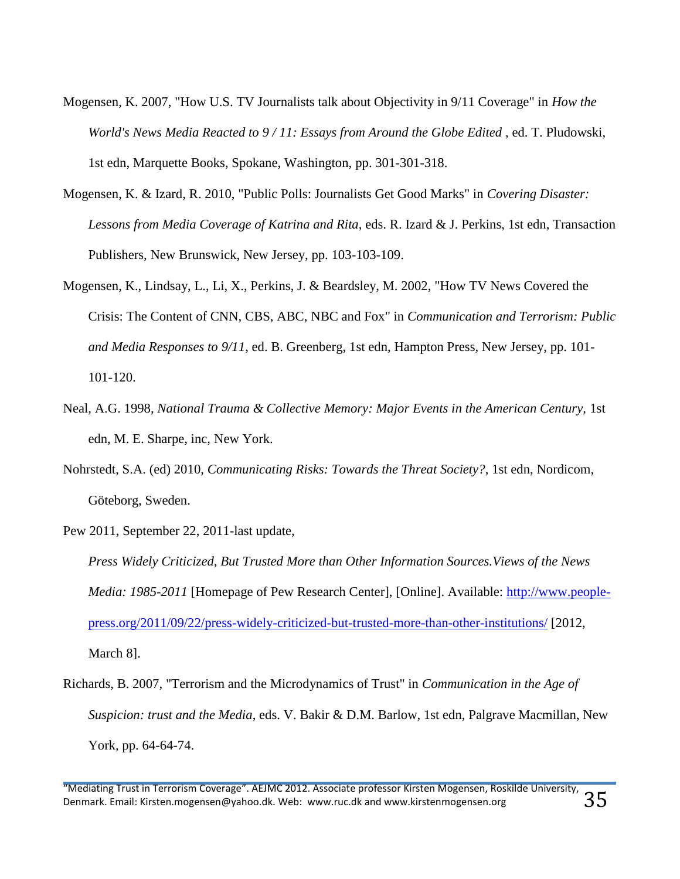Mogensen, K. 2007, "How U.S. TV Journalists talk about Objectivity in 9/11 Coverage" in *How the World's News Media Reacted to 9 / 11: Essays from Around the Globe Edited* , ed. T. Pludowski, 1st edn, Marquette Books, Spokane, Washington, pp. 301-301-318.

Mogensen, K. & Izard, R. 2010, "Public Polls: Journalists Get Good Marks" in *Covering Disaster: Lessons from Media Coverage of Katrina and Rita*, eds. R. Izard & J. Perkins, 1st edn, Transaction Publishers, New Brunswick, New Jersey, pp. 103-103-109.

Mogensen, K., Lindsay, L., Li, X., Perkins, J. & Beardsley, M. 2002, "How TV News Covered the Crisis: The Content of CNN, CBS, ABC, NBC and Fox" in *Communication and Terrorism: Public and Media Responses to 9/11*, ed. B. Greenberg, 1st edn, Hampton Press, New Jersey, pp. 101-101-120.

Neal, A.G. 1998, *National Trauma & Collective Memory: Major Events in the American Century*, 1st edn, M. E. Sharpe, inc, New York.

Nohrstedt, S.A. (ed) 2010, *Communicating Risks: Towards the Threat Society?*, 1st edn, Nordicom, Göteborg, Sweden.

Pew 2011, September 22, 2011-last update,

*Press Widely Criticized, But Trusted More than Other Information Sources.Views of the News Media: 1985-2011* [Homepage of Pew Research Center], [Online]. Available: http://www.people-press.org/2011/09/22/press-widely-criticized-but-trusted-more-than-other-institutions/ [2012, March 8].

Richards, B. 2007, "Terrorism and the Microdynamics of Trust" in *Communication in the Age of Suspicion: trust and the Media*, eds. V. Bakir & D.M. Barlow, 1st edn, Palgrave Macmillan, New York, pp. 64-64-74.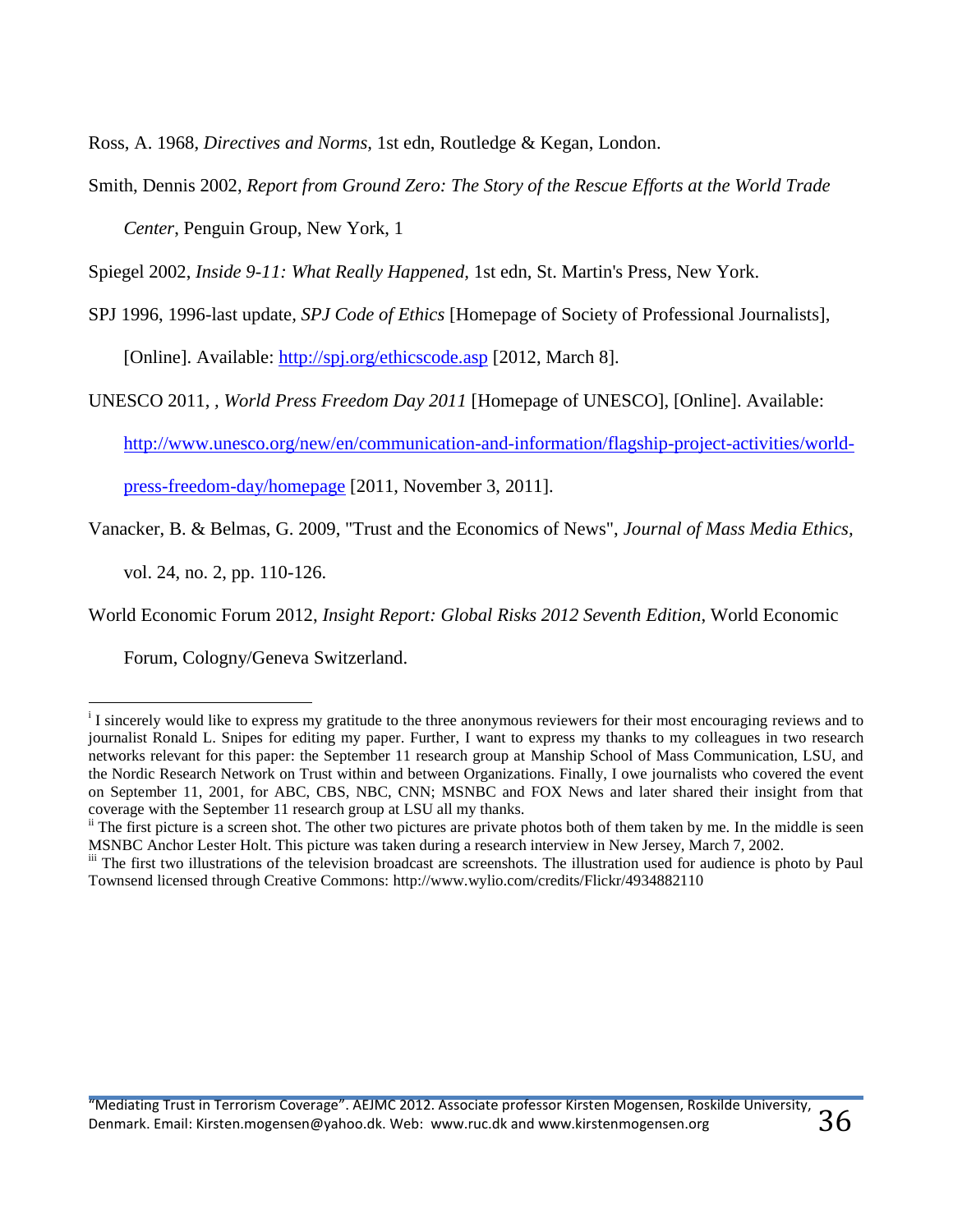Ross, A. 1968, *Directives and Norms,* 1st edn, Routledge & Kegan, London.

Smith, Dennis 2002, *Report from Ground Zero: The Story of the Rescue Efforts at the World Trade Center*, Penguin Group, New York, 1

Spiegel 2002, *Inside 9-11: What Really Happened,* 1st edn, St. Martin's Press, New York.

SPJ 1996, 1996-last update, *SPJ Code of Ethics* [Homepage of Society of Professional Journalists], [Online]. Available: http://spj.org/ethicscode.asp [2012, March 8].

UNESCO 2011, , *World Press Freedom Day 2011* [Homepage of UNESCO], [Online]. Available: http://www.unesco.org/new/en/communication-and-information/flagship-project-activities/world-press-freedom-day/homepage [2011, November 3, 2011].

Vanacker, B. & Belmas, G. 2009, "Trust and the Economics of News", *Journal of Mass Media Ethics,* vol. 24, no. 2, pp. 110-126.

World Economic Forum 2012, *Insight Report: Global Risks 2012 Seventh Edition,* World Economic Forum, Cologny/Geneva Switzerland.

---

[i] I sincerely would like to express my gratitude to the three anonymous reviewers for their most encouraging reviews and to journalist Ronald L. Snipes for editing my paper. Further, I want to express my thanks to my colleagues in two research networks relevant for this paper: the September 11 research group at Manship School of Mass Communication, LSU, and the Nordic Research Network on Trust within and between Organizations. Finally, I owe journalists who covered the event on September 11, 2001, for ABC, CBS, NBC, CNN; MSNBC and FOX News and later shared their insight from that coverage with the September 11 research group at LSU all my thanks.

[ii] The first picture is a screen shot. The other two pictures are private photos both of them taken by me. In the middle is seen MSNBC Anchor Lester Holt. This picture was taken during a research interview in New Jersey, March 7, 2002.

[iii] The first two illustrations of the television broadcast are screenshots. The illustration used for audience is photo by Paul Townsend licensed through Creative Commons: http://www.wylio.com/credits/Flickr/4934882110